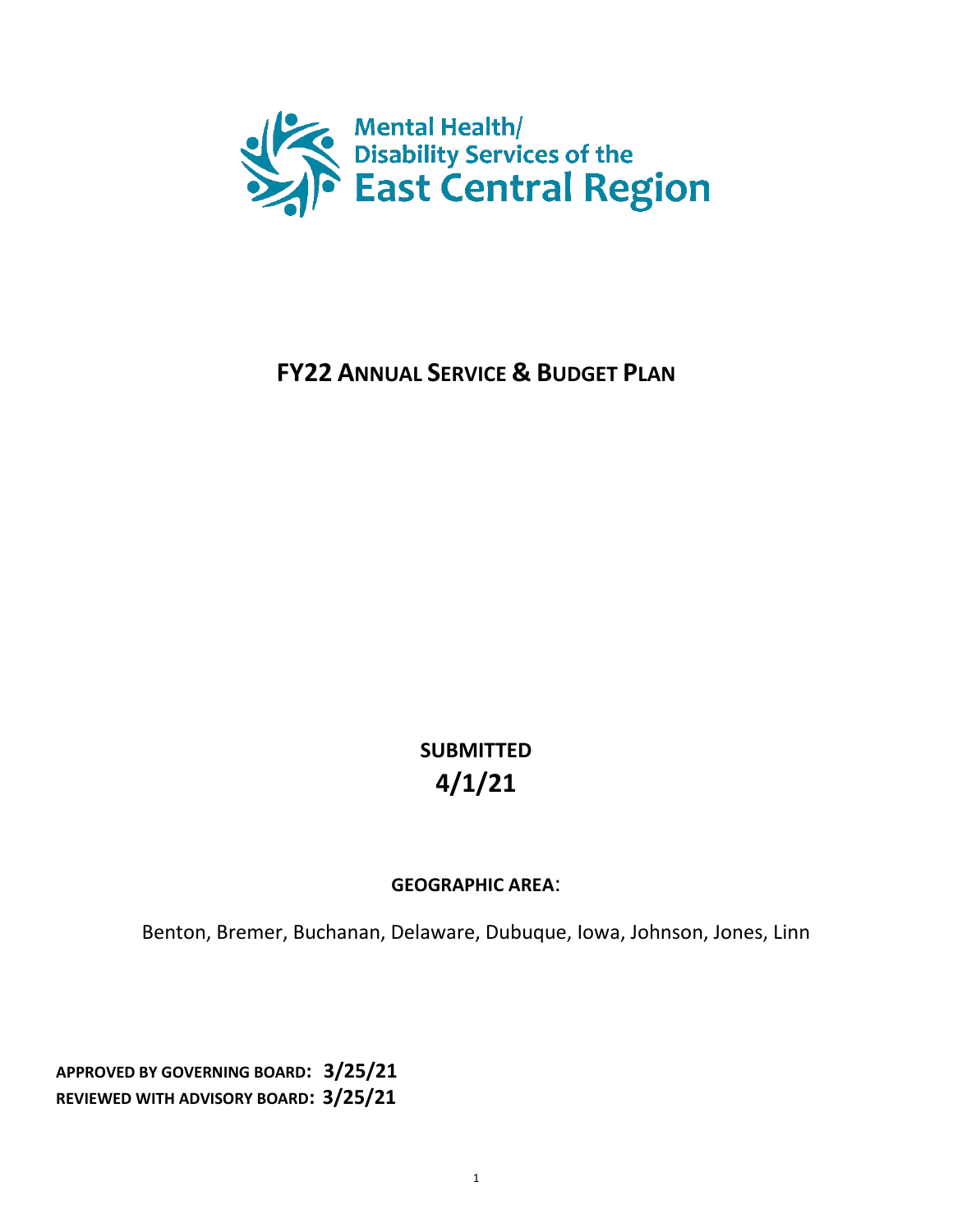Mental Health/ Disability Services of the East Central Region

# FY22 Annual Service & Budget Plan

**SUBMITTED**
**4/1/21**

**GEOGRAPHIC AREA**:

Benton, Bremer, Buchanan, Delaware, Dubuque, Iowa, Johnson, Jones, Linn

**APPROVED BY GOVERNING BOARD: 3/25/21**
**REVIEWED WITH ADVISORY BOARD: 3/25/21**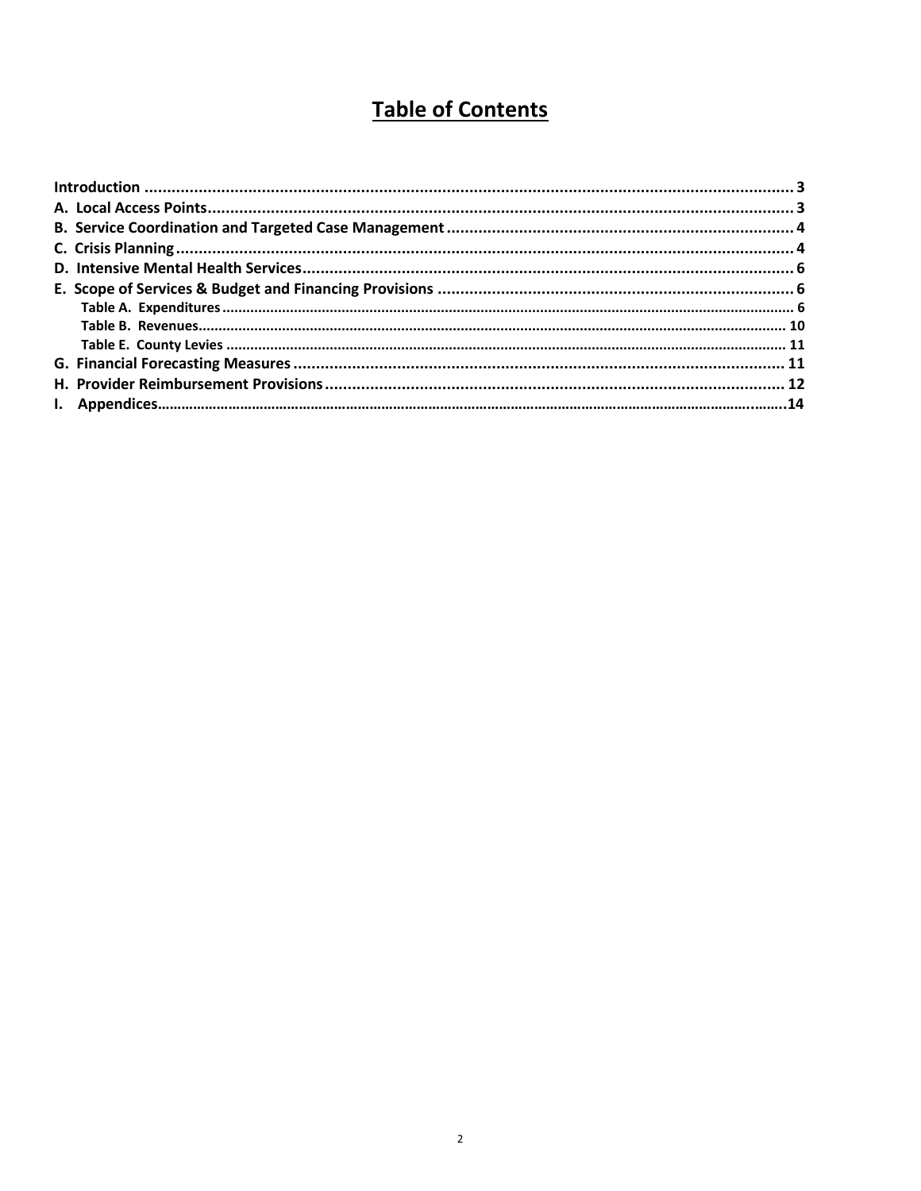# Table of Contents

**Introduction** ..... 3
**A. Local Access Points** ..... 3
**B. Service Coordination and Targeted Case Management** ..... 4
**C. Crisis Planning** ..... 4
**D. Intensive Mental Health Services** ..... 6
**E. Scope of Services & Budget and Financing Provisions** ..... 6
  **Table A. Expenditures** ..... 6
  **Table B. Revenues** ..... 10
  **Table E. County Levies** ..... 11
**G. Financial Forecasting Measures** ..... 11
**H. Provider Reimbursement Provisions** ..... 12
**I. Appendices** ..... 14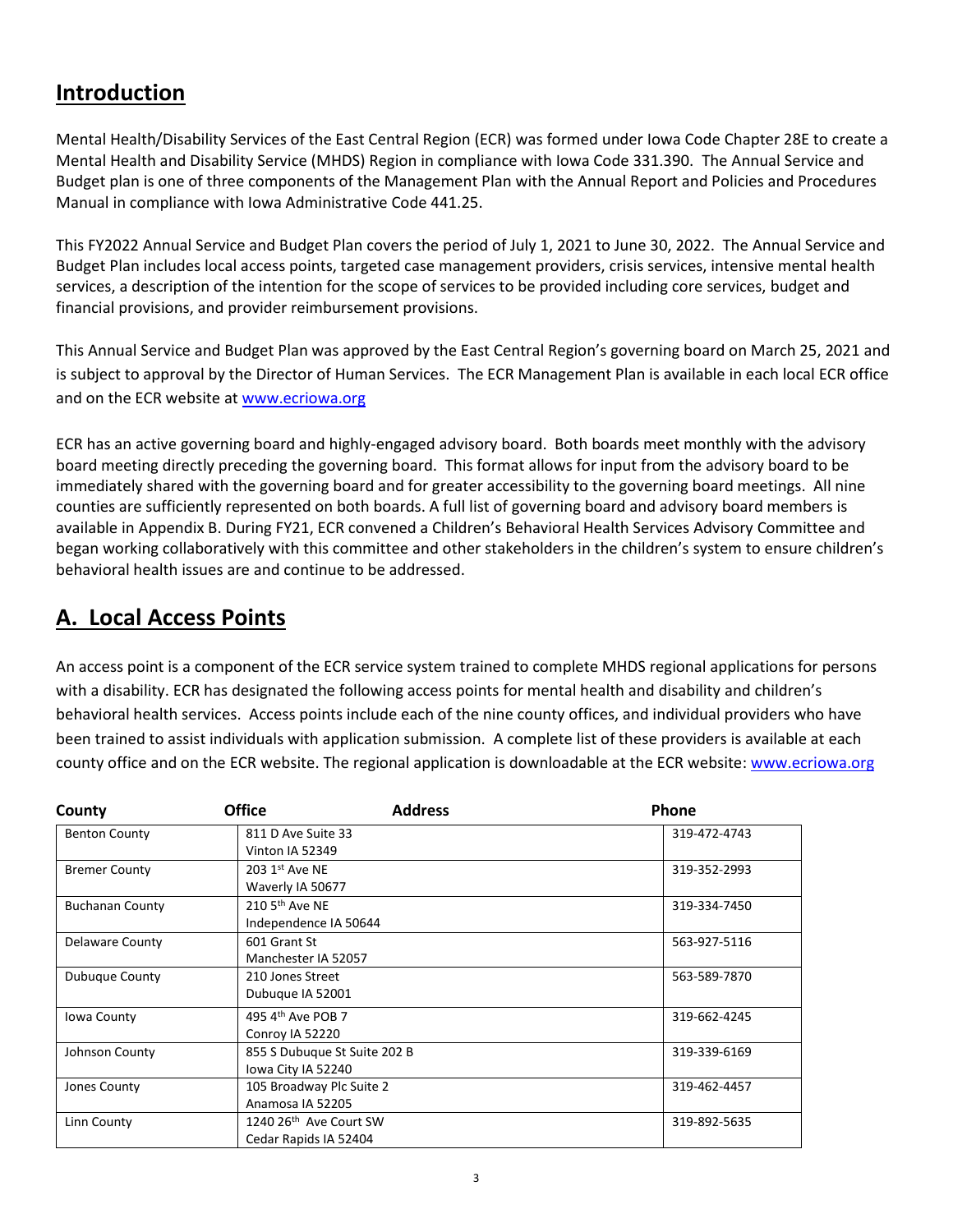## Introduction

Mental Health/Disability Services of the East Central Region (ECR) was formed under Iowa Code Chapter 28E to create a Mental Health and Disability Service (MHDS) Region in compliance with Iowa Code 331.390. The Annual Service and Budget plan is one of three components of the Management Plan with the Annual Report and Policies and Procedures Manual in compliance with Iowa Administrative Code 441.25.

This FY2022 Annual Service and Budget Plan covers the period of July 1, 2021 to June 30, 2022. The Annual Service and Budget Plan includes local access points, targeted case management providers, crisis services, intensive mental health services, a description of the intention for the scope of services to be provided including core services, budget and financial provisions, and provider reimbursement provisions.

This Annual Service and Budget Plan was approved by the East Central Region's governing board on March 25, 2021 and is subject to approval by the Director of Human Services. The ECR Management Plan is available in each local ECR office and on the ECR website at www.ecriowa.org

ECR has an active governing board and highly-engaged advisory board. Both boards meet monthly with the advisory board meeting directly preceding the governing board. This format allows for input from the advisory board to be immediately shared with the governing board and for greater accessibility to the governing board meetings. All nine counties are sufficiently represented on both boards. A full list of governing board and advisory board members is available in Appendix B. During FY21, ECR convened a Children's Behavioral Health Services Advisory Committee and began working collaboratively with this committee and other stakeholders in the children's system to ensure children's behavioral health issues are and continue to be addressed.

## A. Local Access Points

An access point is a component of the ECR service system trained to complete MHDS regional applications for persons with a disability. ECR has designated the following access points for mental health and disability and children's behavioral health services. Access points include each of the nine county offices, and individual providers who have been trained to assist individuals with application submission. A complete list of these providers is available at each county office and on the ECR website. The regional application is downloadable at the ECR website: www.ecriowa.org

| County | Office Address | Phone |
|---|---|---|
| Benton County | 811 D Ave Suite 33<br>Vinton IA 52349 | 319-472-4743 |
| Bremer County | 203 1st Ave NE<br>Waverly IA 50677 | 319-352-2993 |
| Buchanan County | 210 5th Ave NE<br>Independence IA 50644 | 319-334-7450 |
| Delaware County | 601 Grant St<br>Manchester IA 52057 | 563-927-5116 |
| Dubuque County | 210 Jones Street<br>Dubuque IA 52001 | 563-589-7870 |
| Iowa County | 495 4th Ave POB 7<br>Conroy IA 52220 | 319-662-4245 |
| Johnson County | 855 S Dubuque St Suite 202 B<br>Iowa City IA 52240 | 319-339-6169 |
| Jones County | 105 Broadway Plc Suite 2<br>Anamosa IA 52205 | 319-462-4457 |
| Linn County | 1240 26th Ave Court SW<br>Cedar Rapids IA 52404 | 319-892-5635 |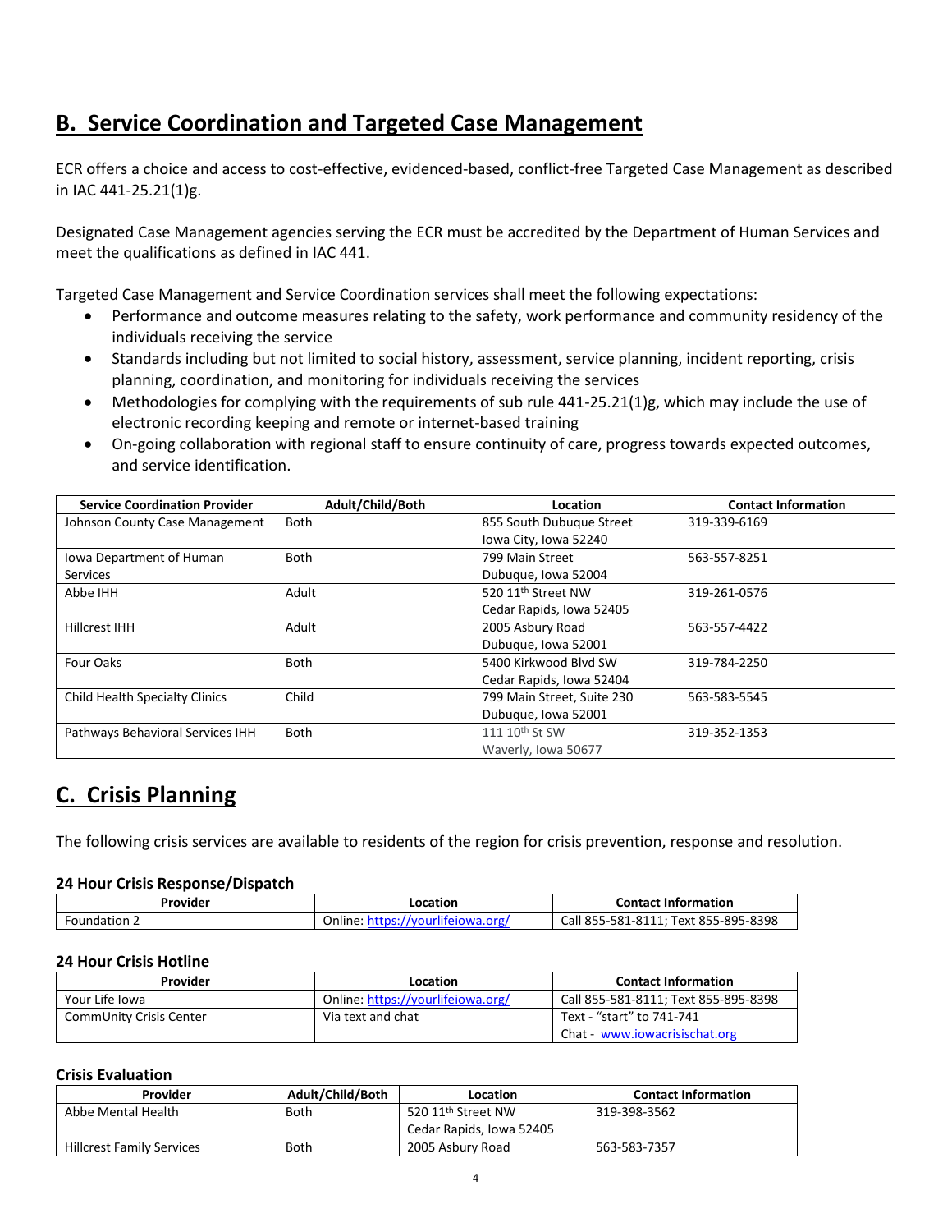## B. Service Coordination and Targeted Case Management

ECR offers a choice and access to cost-effective, evidenced-based, conflict-free Targeted Case Management as described in IAC 441-25.21(1)g.

Designated Case Management agencies serving the ECR must be accredited by the Department of Human Services and meet the qualifications as defined in IAC 441.

Targeted Case Management and Service Coordination services shall meet the following expectations:

- Performance and outcome measures relating to the safety, work performance and community residency of the individuals receiving the service
- Standards including but not limited to social history, assessment, service planning, incident reporting, crisis planning, coordination, and monitoring for individuals receiving the services
- Methodologies for complying with the requirements of sub rule 441-25.21(1)g, which may include the use of electronic recording keeping and remote or internet-based training
- On-going collaboration with regional staff to ensure continuity of care, progress towards expected outcomes, and service identification.

| Service Coordination Provider | Adult/Child/Both | Location | Contact Information |
|---|---|---|---|
| Johnson County Case Management | Both | 855 South Dubuque Street Iowa City, Iowa 52240 | 319-339-6169 |
| Iowa Department of Human Services | Both | 799 Main Street Dubuque, Iowa 52004 | 563-557-8251 |
| Abbe IHH | Adult | 520 11th Street NW Cedar Rapids, Iowa 52405 | 319-261-0576 |
| Hillcrest IHH | Adult | 2005 Asbury Road Dubuque, Iowa 52001 | 563-557-4422 |
| Four Oaks | Both | 5400 Kirkwood Blvd SW Cedar Rapids, Iowa 52404 | 319-784-2250 |
| Child Health Specialty Clinics | Child | 799 Main Street, Suite 230 Dubuque, Iowa 52001 | 563-583-5545 |
| Pathways Behavioral Services IHH | Both | 111 10th St SW Waverly, Iowa 50677 | 319-352-1353 |

## C. Crisis Planning

The following crisis services are available to residents of the region for crisis prevention, response and resolution.

#### 24 Hour Crisis Response/Dispatch

| Provider | Location | Contact Information |
|---|---|---|
| Foundation 2 | Online: https://yourlifeiowa.org/ | Call 855-581-8111; Text 855-895-8398 |

#### 24 Hour Crisis Hotline

| Provider | Location | Contact Information |
|---|---|---|
| Your Life Iowa | Online: https://yourlifeiowa.org/ | Call 855-581-8111; Text 855-895-8398 |
| CommUnity Crisis Center | Via text and chat | Text - "start" to 741-741<br>Chat - www.iowacrisischat.org |

#### Crisis Evaluation

| Provider | Adult/Child/Both | Location | Contact Information |
|---|---|---|---|
| Abbe Mental Health | Both | 520 11th Street NW Cedar Rapids, Iowa 52405 | 319-398-3562 |
| Hillcrest Family Services | Both | 2005 Asbury Road | 563-583-7357 |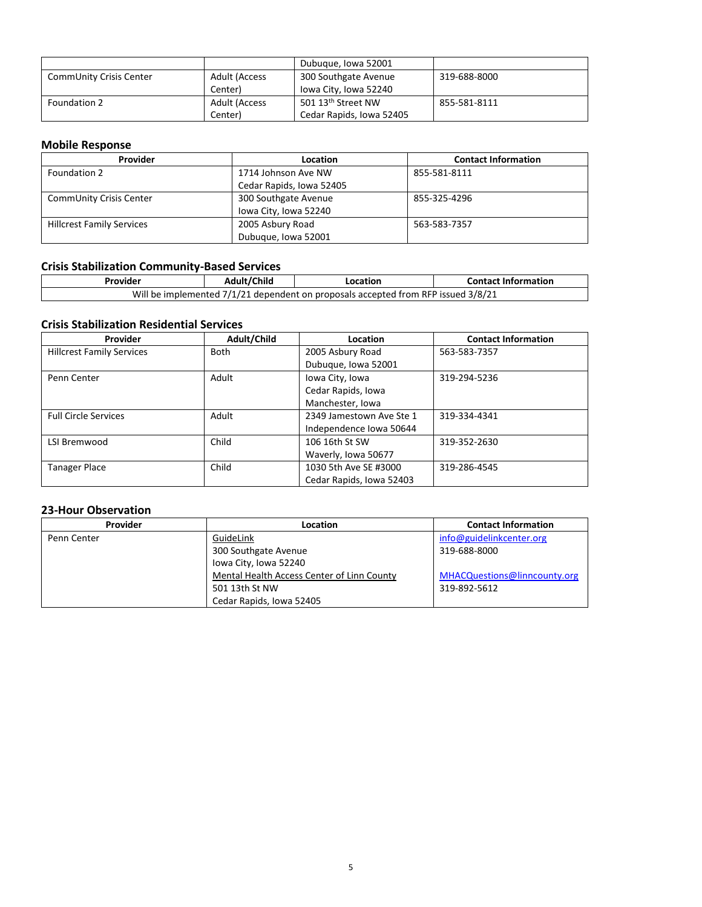| | | Dubuque, Iowa 52001 | |
|---|---|---|---|
| CommUnity Crisis Center | Adult (Access Center) | 300 Southgate Avenue Iowa City, Iowa 52240 | 319-688-8000 |
| Foundation 2 | Adult (Access Center) | 501 13th Street NW Cedar Rapids, Iowa 52405 | 855-581-8111 |

## Mobile Response

| Provider | Location | Contact Information |
|---|---|---|
| Foundation 2 | 1714 Johnson Ave NW Cedar Rapids, Iowa 52405 | 855-581-8111 |
| CommUnity Crisis Center | 300 Southgate Avenue Iowa City, Iowa 52240 | 855-325-4296 |
| Hillcrest Family Services | 2005 Asbury Road Dubuque, Iowa 52001 | 563-583-7357 |

## Crisis Stabilization Community-Based Services

| Provider | Adult/Child | Location | Contact Information |
|---|---|---|---|
| Will be implemented 7/1/21 dependent on proposals accepted from RFP issued 3/8/21 | | | |

## Crisis Stabilization Residential Services

| Provider | Adult/Child | Location | Contact Information |
|---|---|---|---|
| Hillcrest Family Services | Both | 2005 Asbury Road Dubuque, Iowa 52001 | 563-583-7357 |
| Penn Center | Adult | Iowa City, Iowa Cedar Rapids, Iowa Manchester, Iowa | 319-294-5236 |
| Full Circle Services | Adult | 2349 Jamestown Ave Ste 1 Independence Iowa 50644 | 319-334-4341 |
| LSI Bremwood | Child | 106 16th St SW Waverly, Iowa 50677 | 319-352-2630 |
| Tanager Place | Child | 1030 5th Ave SE #3000 Cedar Rapids, Iowa 52403 | 319-286-4545 |

## 23-Hour Observation

| Provider | Location | Contact Information |
|---|---|---|
| Penn Center | GuideLink 300 Southgate Avenue Iowa City, Iowa 52240 | info@guidelinkcenter.org 319-688-8000 |
| | Mental Health Access Center of Linn County 501 13th St NW Cedar Rapids, Iowa 52405 | MHACQuestions@linncounty.org 319-892-5612 |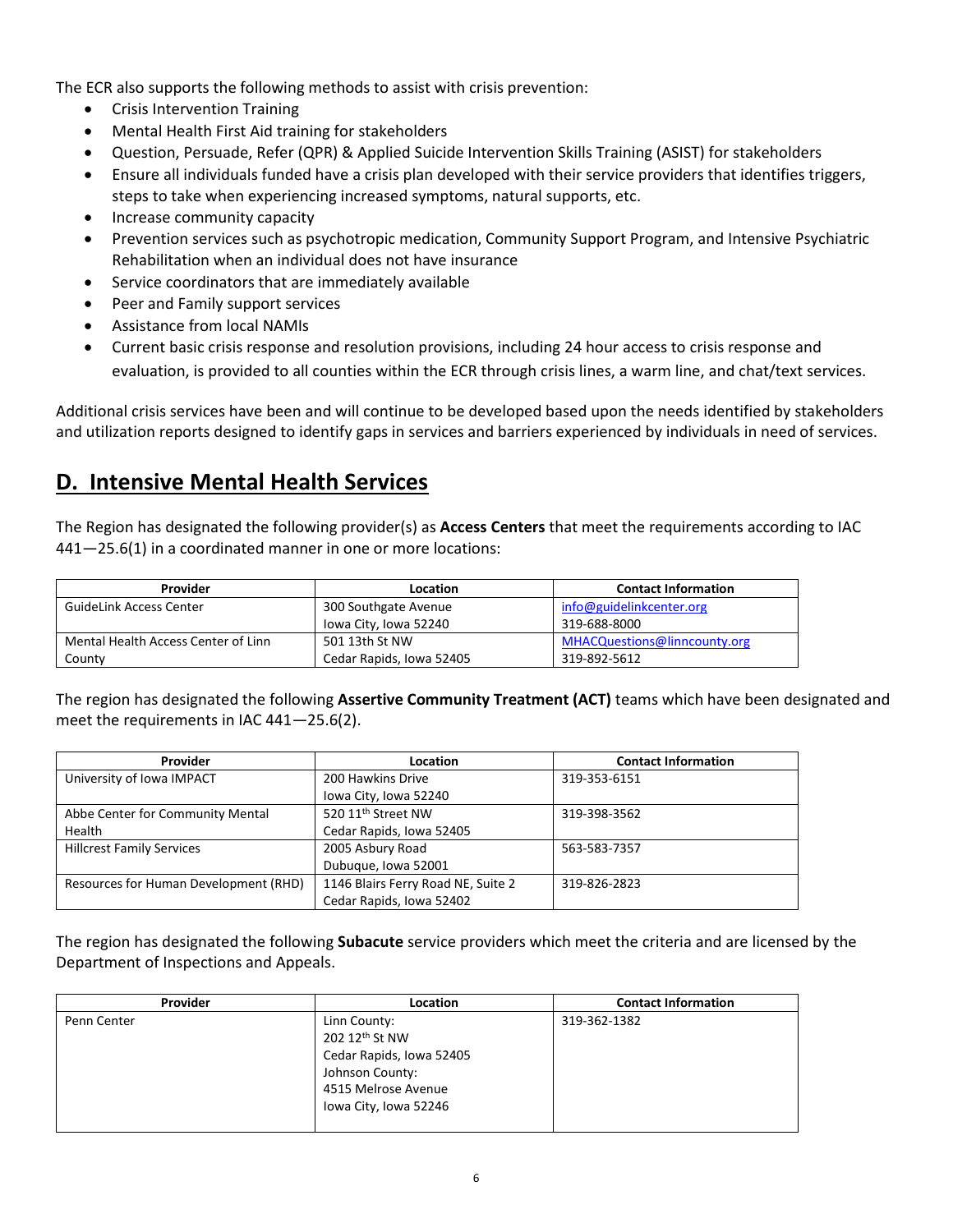The ECR also supports the following methods to assist with crisis prevention:

- Crisis Intervention Training
- Mental Health First Aid training for stakeholders
- Question, Persuade, Refer (QPR) & Applied Suicide Intervention Skills Training (ASIST) for stakeholders
- Ensure all individuals funded have a crisis plan developed with their service providers that identifies triggers, steps to take when experiencing increased symptoms, natural supports, etc.
- Increase community capacity
- Prevention services such as psychotropic medication, Community Support Program, and Intensive Psychiatric Rehabilitation when an individual does not have insurance
- Service coordinators that are immediately available
- Peer and Family support services
- Assistance from local NAMIs
- Current basic crisis response and resolution provisions, including 24 hour access to crisis response and evaluation, is provided to all counties within the ECR through crisis lines, a warm line, and chat/text services.

Additional crisis services have been and will continue to be developed based upon the needs identified by stakeholders and utilization reports designed to identify gaps in services and barriers experienced by individuals in need of services.

## D. Intensive Mental Health Services

The Region has designated the following provider(s) as **Access Centers** that meet the requirements according to IAC 441—25.6(1) in a coordinated manner in one or more locations:

| Provider | Location | Contact Information |
|---|---|---|
| GuideLink Access Center | 300 Southgate Avenue<br>Iowa City, Iowa 52240 | info@guidelinkcenter.org<br>319-688-8000 |
| Mental Health Access Center of Linn County | 501 13th St NW<br>Cedar Rapids, Iowa 52405 | MHACQuestions@linncounty.org<br>319-892-5612 |

The region has designated the following **Assertive Community Treatment (ACT)** teams which have been designated and meet the requirements in IAC 441—25.6(2).

| Provider | Location | Contact Information |
|---|---|---|
| University of Iowa IMPACT | 200 Hawkins Drive<br>Iowa City, Iowa 52240 | 319-353-6151 |
| Abbe Center for Community Mental Health | 520 11th Street NW<br>Cedar Rapids, Iowa 52405 | 319-398-3562 |
| Hillcrest Family Services | 2005 Asbury Road<br>Dubuque, Iowa 52001 | 563-583-7357 |
| Resources for Human Development (RHD) | 1146 Blairs Ferry Road NE, Suite 2<br>Cedar Rapids, Iowa 52402 | 319-826-2823 |

The region has designated the following **Subacute** service providers which meet the criteria and are licensed by the Department of Inspections and Appeals.

| Provider | Location | Contact Information |
|---|---|---|
| Penn Center | Linn County:<br>202 12th St NW<br>Cedar Rapids, Iowa 52405<br>Johnson County:<br>4515 Melrose Avenue<br>Iowa City, Iowa 52246 | 319-362-1382 |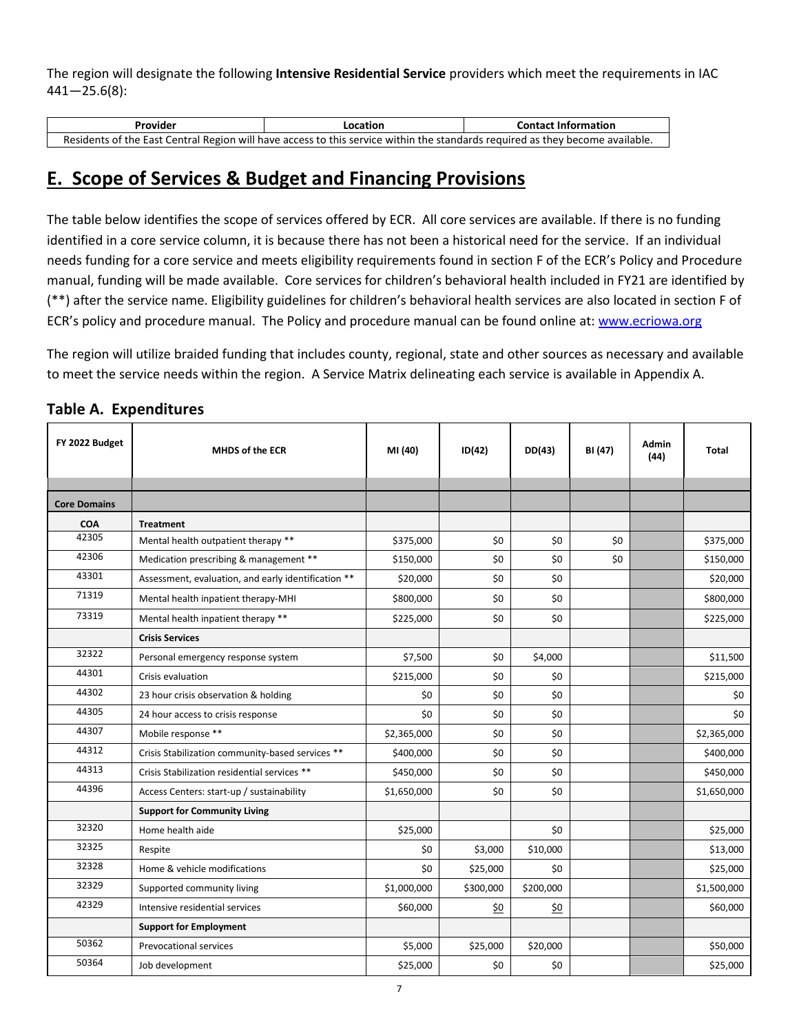The region will designate the following **Intensive Residential Service** providers which meet the requirements in IAC 441—25.6(8):

| Provider | Location | Contact Information |
|---|---|---|
| Residents of the East Central Region will have access to this service within the standards required as they become available. | | |

## E. Scope of Services & Budget and Financing Provisions

The table below identifies the scope of services offered by ECR. All core services are available. If there is no funding identified in a core service column, it is because there has not been a historical need for the service. If an individual needs funding for a core service and meets eligibility requirements found in section F of the ECR's Policy and Procedure manual, funding will be made available. Core services for children's behavioral health included in FY21 are identified by (**) after the service name. Eligibility guidelines for children's behavioral health services are also located in section F of ECR's policy and procedure manual. The Policy and procedure manual can be found online at: www.ecriowa.org

The region will utilize braided funding that includes county, regional, state and other sources as necessary and available to meet the service needs within the region. A Service Matrix delineating each service is available in Appendix A.

### Table A. Expenditures

| FY 2022 Budget | MHDS of the ECR | MI (40) | ID(42) | DD(43) | BI (47) | Admin (44) | Total |
|---|---|---|---|---|---|---|---|
| | | | | | | | |
| **Core Domains** | | | | | | | |
| **COA** | **Treatment** | | | | | | |
| 42305 | Mental health outpatient therapy ** | $375,000 | $0 | $0 | $0 | | $375,000 |
| 42306 | Medication prescribing & management ** | $150,000 | $0 | $0 | $0 | | $150,000 |
| 43301 | Assessment, evaluation, and early identification ** | $20,000 | $0 | $0 | | | $20,000 |
| 71319 | Mental health inpatient therapy-MHI | $800,000 | $0 | $0 | | | $800,000 |
| 73319 | Mental health inpatient therapy ** | $225,000 | $0 | $0 | | | $225,000 |
| | **Crisis Services** | | | | | | |
| 32322 | Personal emergency response system | $7,500 | $0 | $4,000 | | | $11,500 |
| 44301 | Crisis evaluation | $215,000 | $0 | $0 | | | $215,000 |
| 44302 | 23 hour crisis observation & holding | $0 | $0 | $0 | | | $0 |
| 44305 | 24 hour access to crisis response | $0 | $0 | $0 | | | $0 |
| 44307 | Mobile response ** | $2,365,000 | $0 | $0 | | | $2,365,000 |
| 44312 | Crisis Stabilization community-based services ** | $400,000 | $0 | $0 | | | $400,000 |
| 44313 | Crisis Stabilization residential services ** | $450,000 | $0 | $0 | | | $450,000 |
| 44396 | Access Centers: start-up / sustainability | $1,650,000 | $0 | $0 | | | $1,650,000 |
| | **Support for Community Living** | | | | | | |
| 32320 | Home health aide | $25,000 | | $0 | | | $25,000 |
| 32325 | Respite | $0 | $3,000 | $10,000 | | | $13,000 |
| 32328 | Home & vehicle modifications | $0 | $25,000 | $0 | | | $25,000 |
| 32329 | Supported community living | $1,000,000 | $300,000 | $200,000 | | | $1,500,000 |
| 42329 | Intensive residential services | $60,000 | $0 | $0 | | | $60,000 |
| | **Support for Employment** | | | | | | |
| 50362 | Prevocational services | $5,000 | $25,000 | $20,000 | | | $50,000 |
| 50364 | Job development | $25,000 | $0 | $0 | | | $25,000 |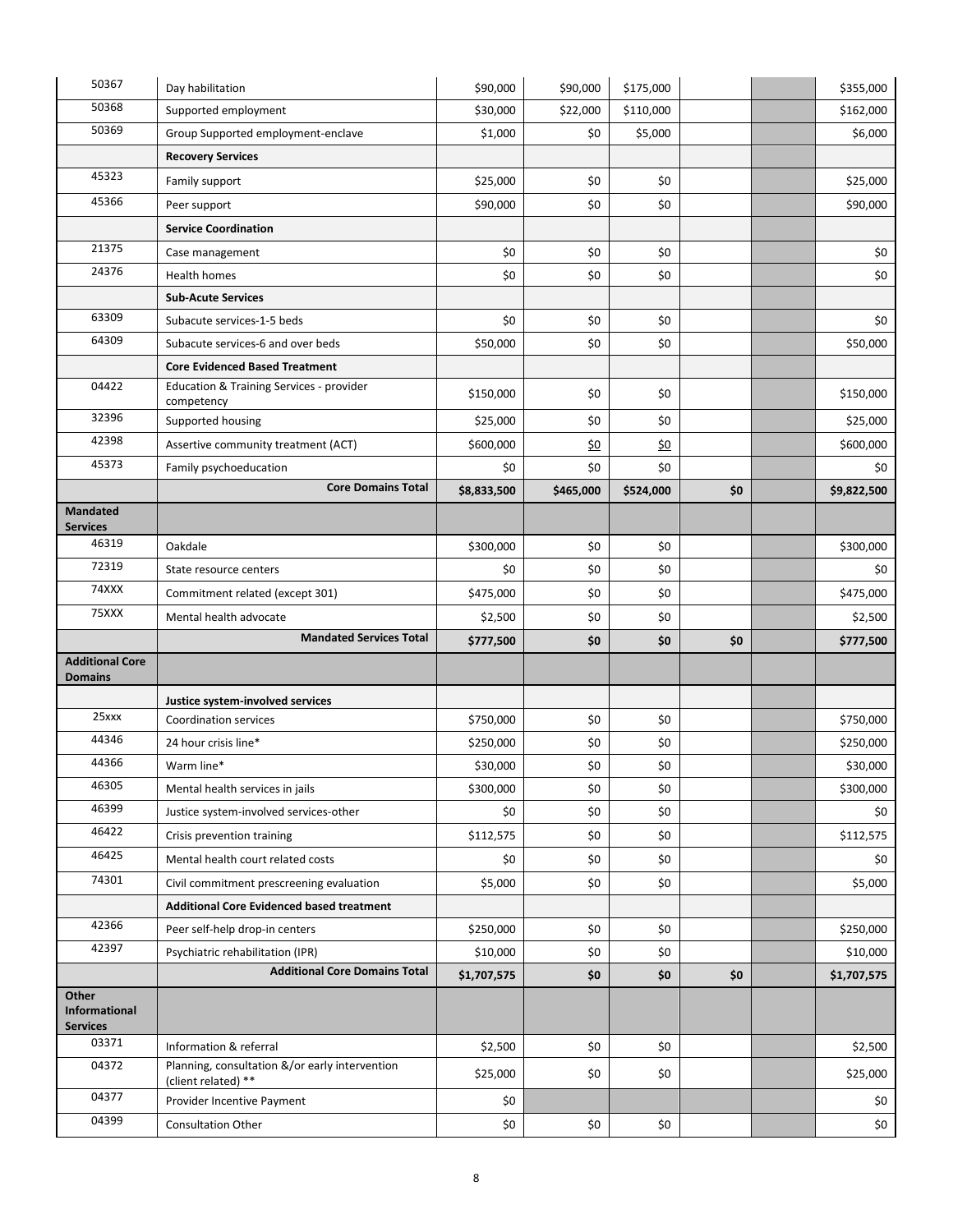| | | | | | | | |
|---|---|---|---|---|---|---|---|
| 50367 | Day habilitation | $90,000 | $90,000 | $175,000 | | | $355,000 |
| 50368 | Supported employment | $30,000 | $22,000 | $110,000 | | | $162,000 |
| 50369 | Group Supported employment-enclave | $1,000 | $0 | $5,000 | | | $6,000 |
| | **Recovery Services** | | | | | | |
| 45323 | Family support | $25,000 | $0 | $0 | | | $25,000 |
| 45366 | Peer support | $90,000 | $0 | $0 | | | $90,000 |
| | **Service Coordination** | | | | | | |
| 21375 | Case management | $0 | $0 | $0 | | | $0 |
| 24376 | Health homes | $0 | $0 | $0 | | | $0 |
| | **Sub-Acute Services** | | | | | | |
| 63309 | Subacute services-1-5 beds | $0 | $0 | $0 | | | $0 |
| 64309 | Subacute services-6 and over beds | $50,000 | $0 | $0 | | | $50,000 |
| | **Core Evidenced Based Treatment** | | | | | | |
| 04422 | Education & Training Services - provider competency | $150,000 | $0 | $0 | | | $150,000 |
| 32396 | Supported housing | $25,000 | $0 | $0 | | | $25,000 |
| 42398 | Assertive community treatment (ACT) | $600,000 | $0 | $0 | | | $600,000 |
| 45373 | Family psychoeducation | $0 | $0 | $0 | | | $0 |
| | **Core Domains Total** | **$8,833,500** | **$465,000** | **$524,000** | **$0** | | **$9,822,500** |
| **Mandated Services** | | | | | | | |
| 46319 | Oakdale | $300,000 | $0 | $0 | | | $300,000 |
| 72319 | State resource centers | $0 | $0 | $0 | | | $0 |
| 74XXX | Commitment related (except 301) | $475,000 | $0 | $0 | | | $475,000 |
| 75XXX | Mental health advocate | $2,500 | $0 | $0 | | | $2,500 |
| | **Mandated Services Total** | **$777,500** | **$0** | **$0** | **$0** | | **$777,500** |
| **Additional Core Domains** | | | | | | | |
| | **Justice system-involved services** | | | | | | |
| 25xxx | Coordination services | $750,000 | $0 | $0 | | | $750,000 |
| 44346 | 24 hour crisis line* | $250,000 | $0 | $0 | | | $250,000 |
| 44366 | Warm line* | $30,000 | $0 | $0 | | | $30,000 |
| 46305 | Mental health services in jails | $300,000 | $0 | $0 | | | $300,000 |
| 46399 | Justice system-involved services-other | $0 | $0 | $0 | | | $0 |
| 46422 | Crisis prevention training | $112,575 | $0 | $0 | | | $112,575 |
| 46425 | Mental health court related costs | $0 | $0 | $0 | | | $0 |
| 74301 | Civil commitment prescreening evaluation | $5,000 | $0 | $0 | | | $5,000 |
| | **Additional Core Evidenced based treatment** | | | | | | |
| 42366 | Peer self-help drop-in centers | $250,000 | $0 | $0 | | | $250,000 |
| 42397 | Psychiatric rehabilitation (IPR) | $10,000 | $0 | $0 | | | $10,000 |
| | **Additional Core Domains Total** | **$1,707,575** | **$0** | **$0** | **$0** | | **$1,707,575** |
| **Other Informational Services** | | | | | | | |
| 03371 | Information & referral | $2,500 | $0 | $0 | | | $2,500 |
| 04372 | Planning, consultation &/or early intervention (client related) ** | $25,000 | $0 | $0 | | | $25,000 |
| 04377 | Provider Incentive Payment | $0 | | | | | $0 |
| 04399 | Consultation Other | $0 | $0 | $0 | | | $0 |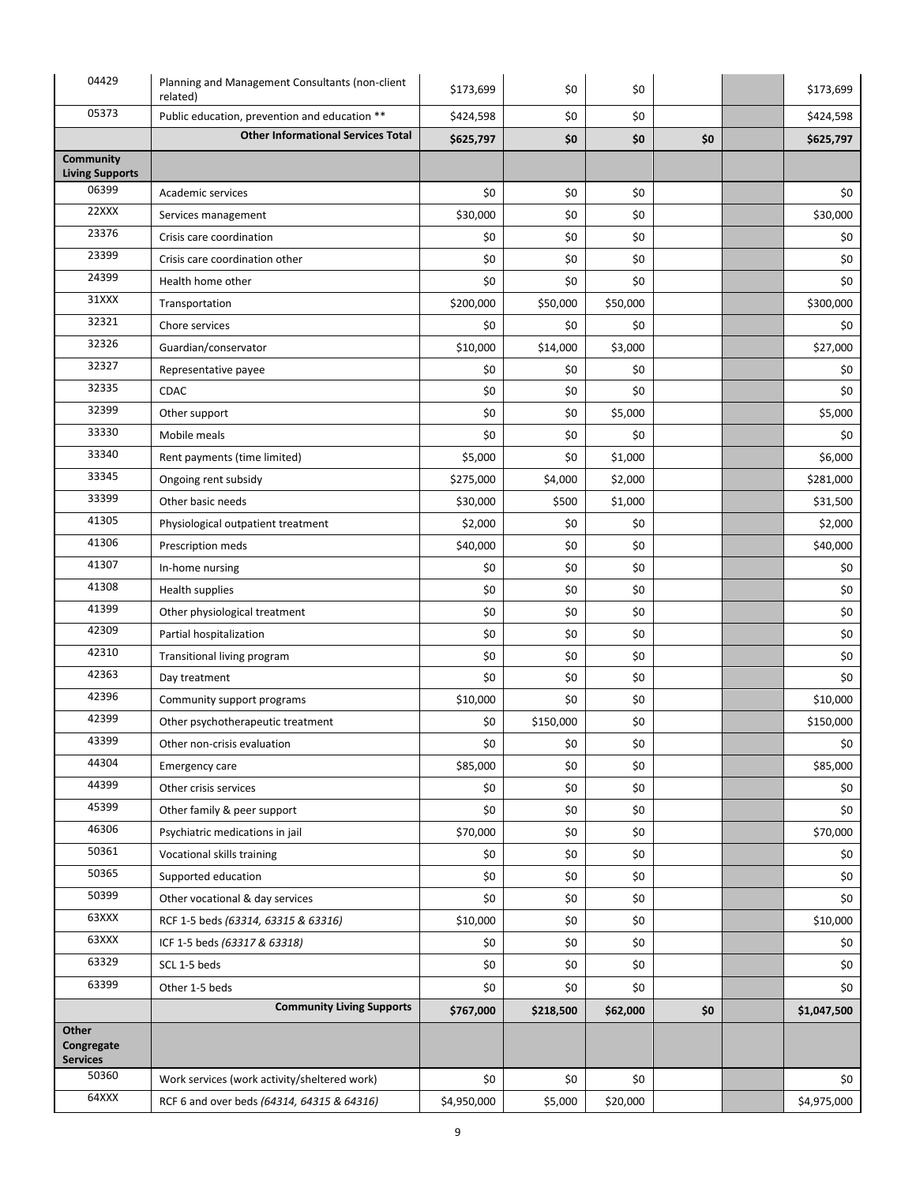| | | | | | | | |
|---|---|---|---|---|---|---|---|
| 04429 | Planning and Management Consultants (non-client related) | $173,699 | $0 | $0 | | | $173,699 |
| 05373 | Public education, prevention and education ** | $424,598 | $0 | $0 | | | $424,598 |
| | **Other Informational Services Total** | **$625,797** | **$0** | **$0** | **$0** | | **$625,797** |
| **Community Living Supports** | | | | | | | |
| 06399 | Academic services | $0 | $0 | $0 | | | $0 |
| 22XXX | Services management | $30,000 | $0 | $0 | | | $30,000 |
| 23376 | Crisis care coordination | $0 | $0 | $0 | | | $0 |
| 23399 | Crisis care coordination other | $0 | $0 | $0 | | | $0 |
| 24399 | Health home other | $0 | $0 | $0 | | | $0 |
| 31XXX | Transportation | $200,000 | $50,000 | $50,000 | | | $300,000 |
| 32321 | Chore services | $0 | $0 | $0 | | | $0 |
| 32326 | Guardian/conservator | $10,000 | $14,000 | $3,000 | | | $27,000 |
| 32327 | Representative payee | $0 | $0 | $0 | | | $0 |
| 32335 | CDAC | $0 | $0 | $0 | | | $0 |
| 32399 | Other support | $0 | $0 | $5,000 | | | $5,000 |
| 33330 | Mobile meals | $0 | $0 | $0 | | | $0 |
| 33340 | Rent payments (time limited) | $5,000 | $0 | $1,000 | | | $6,000 |
| 33345 | Ongoing rent subsidy | $275,000 | $4,000 | $2,000 | | | $281,000 |
| 33399 | Other basic needs | $30,000 | $500 | $1,000 | | | $31,500 |
| 41305 | Physiological outpatient treatment | $2,000 | $0 | $0 | | | $2,000 |
| 41306 | Prescription meds | $40,000 | $0 | $0 | | | $40,000 |
| 41307 | In-home nursing | $0 | $0 | $0 | | | $0 |
| 41308 | Health supplies | $0 | $0 | $0 | | | $0 |
| 41399 | Other physiological treatment | $0 | $0 | $0 | | | $0 |
| 42309 | Partial hospitalization | $0 | $0 | $0 | | | $0 |
| 42310 | Transitional living program | $0 | $0 | $0 | | | $0 |
| 42363 | Day treatment | $0 | $0 | $0 | | | $0 |
| 42396 | Community support programs | $10,000 | $0 | $0 | | | $10,000 |
| 42399 | Other psychotherapeutic treatment | $0 | $150,000 | $0 | | | $150,000 |
| 43399 | Other non-crisis evaluation | $0 | $0 | $0 | | | $0 |
| 44304 | Emergency care | $85,000 | $0 | $0 | | | $85,000 |
| 44399 | Other crisis services | $0 | $0 | $0 | | | $0 |
| 45399 | Other family & peer support | $0 | $0 | $0 | | | $0 |
| 46306 | Psychiatric medications in jail | $70,000 | $0 | $0 | | | $70,000 |
| 50361 | Vocational skills training | $0 | $0 | $0 | | | $0 |
| 50365 | Supported education | $0 | $0 | $0 | | | $0 |
| 50399 | Other vocational & day services | $0 | $0 | $0 | | | $0 |
| 63XXX | RCF 1-5 beds *(63314, 63315 & 63316)* | $10,000 | $0 | $0 | | | $10,000 |
| 63XXX | ICF 1-5 beds *(63317 & 63318)* | $0 | $0 | $0 | | | $0 |
| 63329 | SCL 1-5 beds | $0 | $0 | $0 | | | $0 |
| 63399 | Other 1-5 beds | $0 | $0 | $0 | | | $0 |
| | **Community Living Supports** | **$767,000** | **$218,500** | **$62,000** | **$0** | | **$1,047,500** |
| **Other Congregate Services** | | | | | | | |
| 50360 | Work services (work activity/sheltered work) | $0 | $0 | $0 | | | $0 |
| 64XXX | RCF 6 and over beds *(64314, 64315 & 64316)* | $4,950,000 | $5,000 | $20,000 | | | $4,975,000 |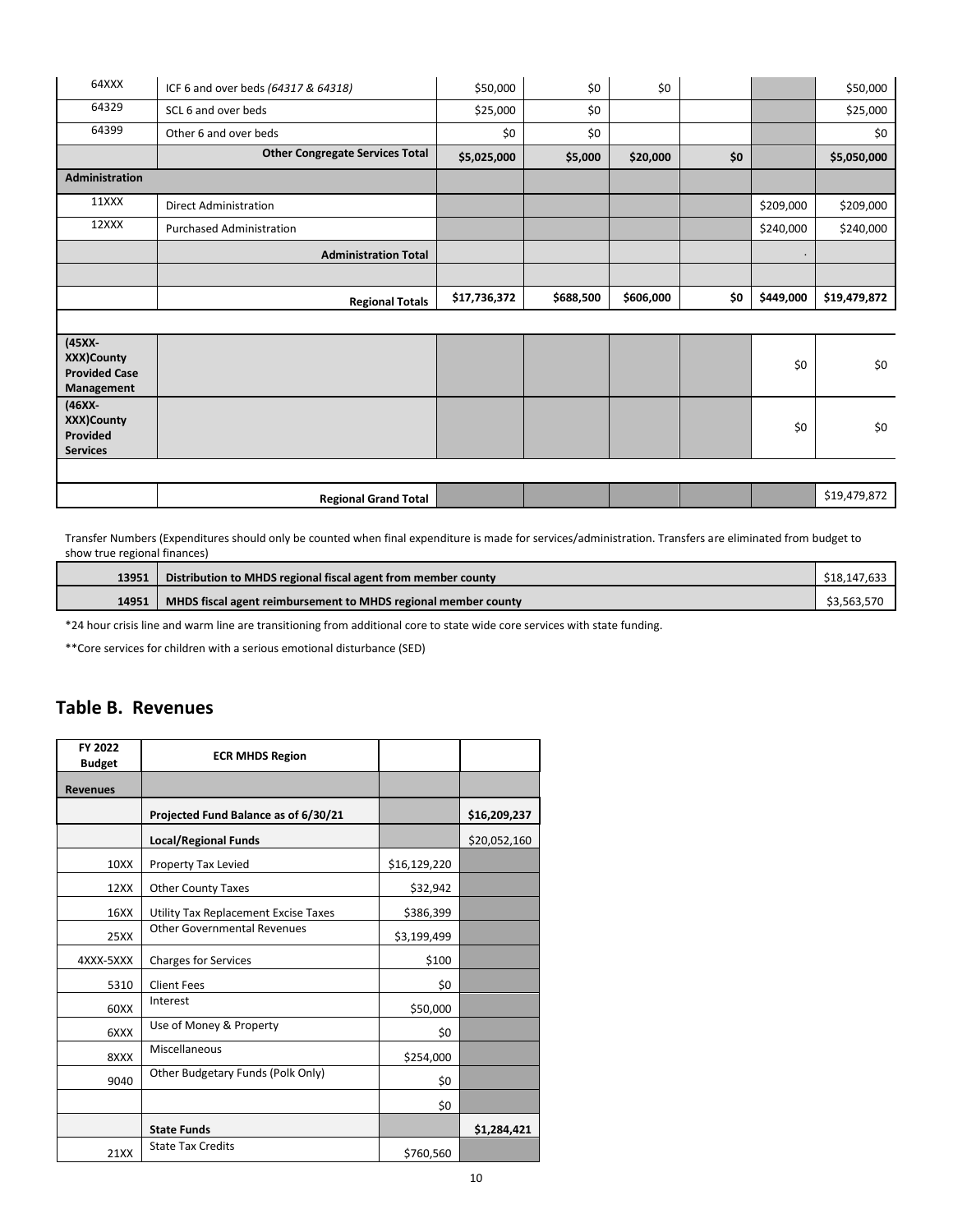| | | | | | | | |
|---|---|---|---|---|---|---|---|
| 64XXX | ICF 6 and over beds *(64317 & 64318)* | $50,000 | $0 | $0 | | | $50,000 |
| 64329 | SCL 6 and over beds | $25,000 | $0 | | | | $25,000 |
| 64399 | Other 6 and over beds | $0 | $0 | | | | $0 |
| | **Other Congregate Services Total** | **$5,025,000** | **$5,000** | **$20,000** | **$0** | | **$5,050,000** |
| **Administration** | | | | | | | |
| 11XXX | Direct Administration | | | | | $209,000 | $209,000 |
| 12XXX | Purchased Administration | | | | | $240,000 | $240,000 |
| | **Administration Total** | | | | | . | |
| | | | | | | | |
| | **Regional Totals** | **$17,736,372** | **$688,500** | **$606,000** | **$0** | **$449,000** | **$19,479,872** |
| | | | | | | | |
| **(45XX-XXX)County Provided Case Management** | | | | | | $0 | $0 |
| **(46XX-XXX)County Provided Services** | | | | | | $0 | $0 |
| | | | | | | | |
| | **Regional Grand Total** | | | | | | $19,479,872 |

Transfer Numbers (Expenditures should only be counted when final expenditure is made for services/administration. Transfers are eliminated from budget to show true regional finances)

| | | |
|---|---|---|
| **13951** | **Distribution to MHDS regional fiscal agent from member county** | $18,147,633 |
| **14951** | **MHDS fiscal agent reimbursement to MHDS regional member county** | $3,563,570 |

*24 hour crisis line and warm line are transitioning from additional core to state wide core services with state funding.

**Core services for children with a serious emotional disturbance (SED)

## Table B. Revenues

| FY 2022 Budget | ECR MHDS Region | | |
|---|---|---|---|
| **Revenues** | | | |
| | **Projected Fund Balance as of 6/30/21** | | **$16,209,237** |
| | **Local/Regional Funds** | | $20,052,160 |
| 10XX | Property Tax Levied | $16,129,220 | |
| 12XX | Other County Taxes | $32,942 | |
| 16XX | Utility Tax Replacement Excise Taxes | $386,399 | |
| 25XX | Other Governmental Revenues | $3,199,499 | |
| 4XXX-5XXX | Charges for Services | $100 | |
| 5310 | Client Fees | $0 | |
| 60XX | Interest | $50,000 | |
| 6XXX | Use of Money & Property | $0 | |
| 8XXX | Miscellaneous | $254,000 | |
| 9040 | Other Budgetary Funds (Polk Only) | $0 | |
| | | $0 | |
| | **State Funds** | | **$1,284,421** |
| 21XX | State Tax Credits | $760,560 | |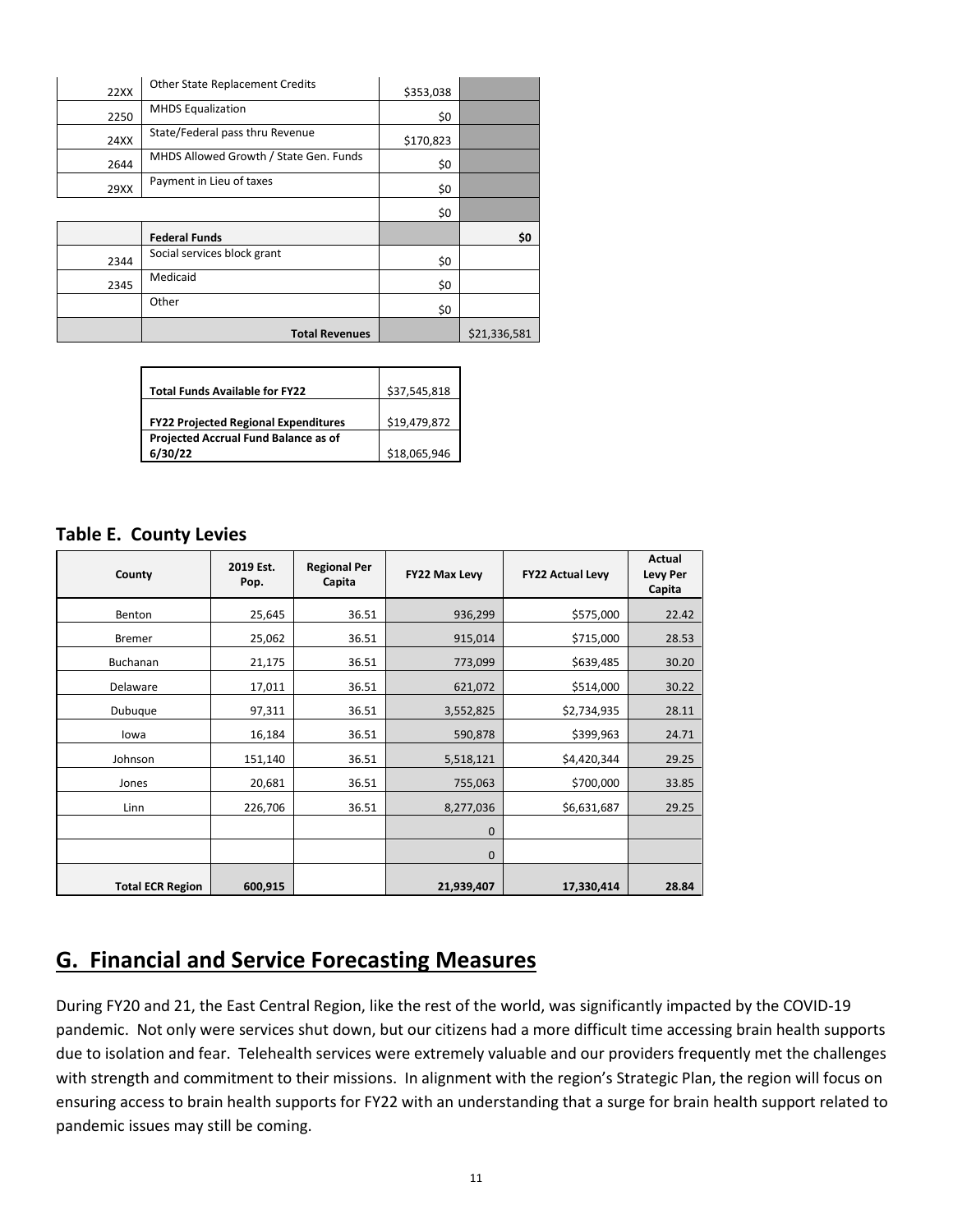| | | | |
|---|---|---|---|
| 22XX | Other State Replacement Credits | $353,038 | |
| 2250 | MHDS Equalization | $0 | |
| 24XX | State/Federal pass thru Revenue | $170,823 | |
| 2644 | MHDS Allowed Growth / State Gen. Funds | $0 | |
| 29XX | Payment in Lieu of taxes | $0 | |
| | | $0 | |
| | **Federal Funds** | | **$0** |
| 2344 | Social services block grant | $0 | |
| 2345 | Medicaid | $0 | |
| | Other | $0 | |
| | **Total Revenues** | | $21,336,581 |

| | |
|---|---|
| **Total Funds Available for FY22** | $37,545,818 |
| **FY22 Projected Regional Expenditures** | $19,479,872 |
| **Projected Accrual Fund Balance as of 6/30/22** | $18,065,946 |

### Table E. County Levies

| County | 2019 Est. Pop. | Regional Per Capita | FY22 Max Levy | FY22 Actual Levy | Actual Levy Per Capita |
|---|---|---|---|---|---|
| Benton | 25,645 | 36.51 | 936,299 | $575,000 | 22.42 |
| Bremer | 25,062 | 36.51 | 915,014 | $715,000 | 28.53 |
| Buchanan | 21,175 | 36.51 | 773,099 | $639,485 | 30.20 |
| Delaware | 17,011 | 36.51 | 621,072 | $514,000 | 30.22 |
| Dubuque | 97,311 | 36.51 | 3,552,825 | $2,734,935 | 28.11 |
| Iowa | 16,184 | 36.51 | 590,878 | $399,963 | 24.71 |
| Johnson | 151,140 | 36.51 | 5,518,121 | $4,420,344 | 29.25 |
| Jones | 20,681 | 36.51 | 755,063 | $700,000 | 33.85 |
| Linn | 226,706 | 36.51 | 8,277,036 | $6,631,687 | 29.25 |
| | | | 0 | | |
| | | | 0 | | |
| **Total ECR Region** | **600,915** | | **21,939,407** | **17,330,414** | **28.84** |

## G. Financial and Service Forecasting Measures

During FY20 and 21, the East Central Region, like the rest of the world, was significantly impacted by the COVID-19 pandemic. Not only were services shut down, but our citizens had a more difficult time accessing brain health supports due to isolation and fear. Telehealth services were extremely valuable and our providers frequently met the challenges with strength and commitment to their missions. In alignment with the region's Strategic Plan, the region will focus on ensuring access to brain health supports for FY22 with an understanding that a surge for brain health support related to pandemic issues may still be coming.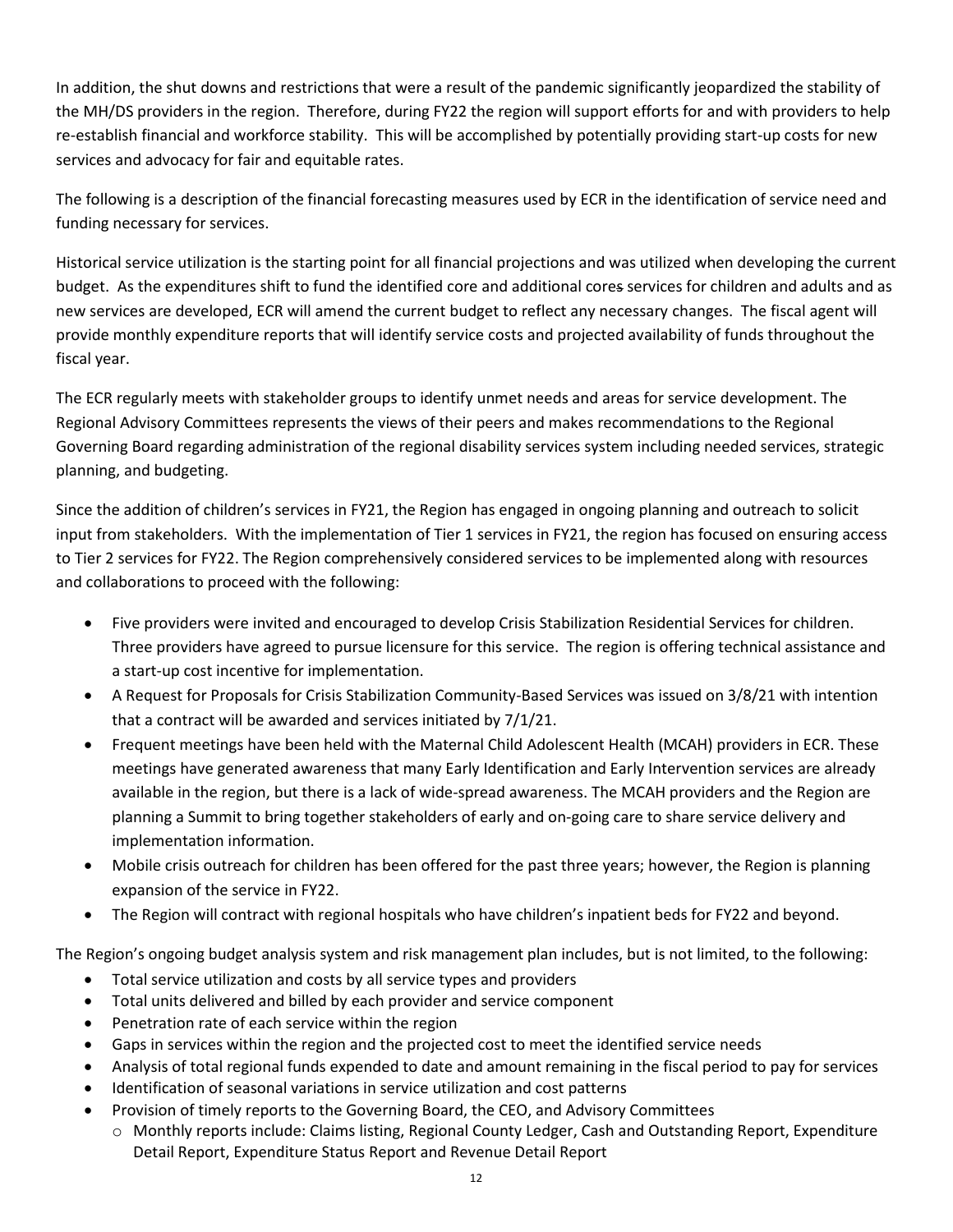In addition, the shut downs and restrictions that were a result of the pandemic significantly jeopardized the stability of the MH/DS providers in the region. Therefore, during FY22 the region will support efforts for and with providers to help re-establish financial and workforce stability. This will be accomplished by potentially providing start-up costs for new services and advocacy for fair and equitable rates.

The following is a description of the financial forecasting measures used by ECR in the identification of service need and funding necessary for services.

Historical service utilization is the starting point for all financial projections and was utilized when developing the current budget. As the expenditures shift to fund the identified core and additional cores services for children and adults and as new services are developed, ECR will amend the current budget to reflect any necessary changes. The fiscal agent will provide monthly expenditure reports that will identify service costs and projected availability of funds throughout the fiscal year.

The ECR regularly meets with stakeholder groups to identify unmet needs and areas for service development. The Regional Advisory Committees represents the views of their peers and makes recommendations to the Regional Governing Board regarding administration of the regional disability services system including needed services, strategic planning, and budgeting.

Since the addition of children's services in FY21, the Region has engaged in ongoing planning and outreach to solicit input from stakeholders. With the implementation of Tier 1 services in FY21, the region has focused on ensuring access to Tier 2 services for FY22. The Region comprehensively considered services to be implemented along with resources and collaborations to proceed with the following:

- Five providers were invited and encouraged to develop Crisis Stabilization Residential Services for children. Three providers have agreed to pursue licensure for this service. The region is offering technical assistance and a start-up cost incentive for implementation.
- A Request for Proposals for Crisis Stabilization Community-Based Services was issued on 3/8/21 with intention that a contract will be awarded and services initiated by 7/1/21.
- Frequent meetings have been held with the Maternal Child Adolescent Health (MCAH) providers in ECR. These meetings have generated awareness that many Early Identification and Early Intervention services are already available in the region, but there is a lack of wide-spread awareness. The MCAH providers and the Region are planning a Summit to bring together stakeholders of early and on-going care to share service delivery and implementation information.
- Mobile crisis outreach for children has been offered for the past three years; however, the Region is planning expansion of the service in FY22.
- The Region will contract with regional hospitals who have children's inpatient beds for FY22 and beyond.

The Region's ongoing budget analysis system and risk management plan includes, but is not limited, to the following:

- Total service utilization and costs by all service types and providers
- Total units delivered and billed by each provider and service component
- Penetration rate of each service within the region
- Gaps in services within the region and the projected cost to meet the identified service needs
- Analysis of total regional funds expended to date and amount remaining in the fiscal period to pay for services
- Identification of seasonal variations in service utilization and cost patterns
- Provision of timely reports to the Governing Board, the CEO, and Advisory Committees
    - Monthly reports include: Claims listing, Regional County Ledger, Cash and Outstanding Report, Expenditure Detail Report, Expenditure Status Report and Revenue Detail Report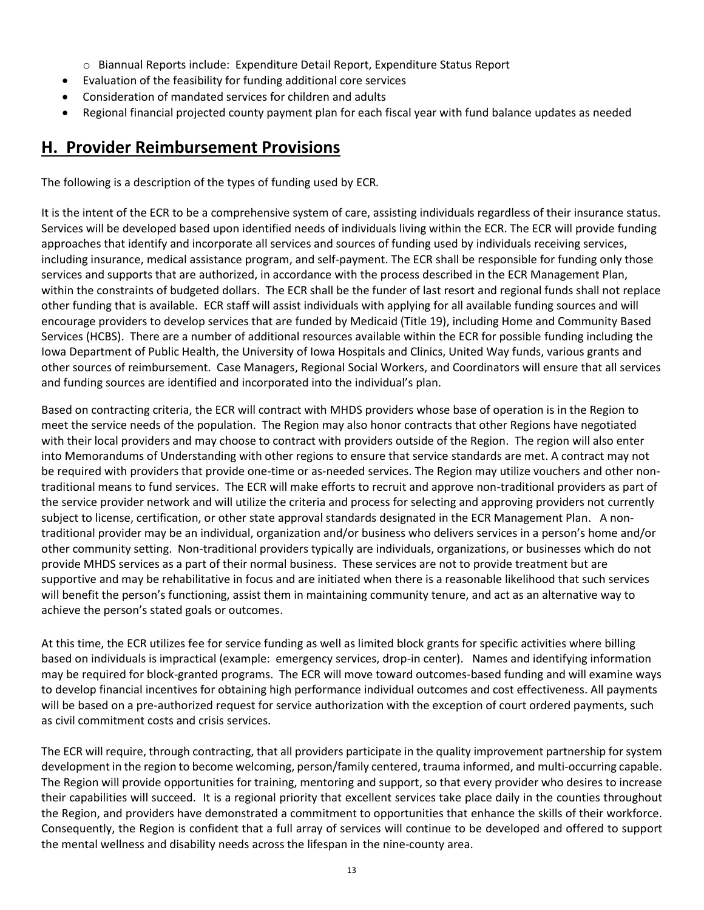- Biannual Reports include: Expenditure Detail Report, Expenditure Status Report
- Evaluation of the feasibility for funding additional core services
- Consideration of mandated services for children and adults
- Regional financial projected county payment plan for each fiscal year with fund balance updates as needed

## H. Provider Reimbursement Provisions

The following is a description of the types of funding used by ECR.

It is the intent of the ECR to be a comprehensive system of care, assisting individuals regardless of their insurance status. Services will be developed based upon identified needs of individuals living within the ECR. The ECR will provide funding approaches that identify and incorporate all services and sources of funding used by individuals receiving services, including insurance, medical assistance program, and self-payment. The ECR shall be responsible for funding only those services and supports that are authorized, in accordance with the process described in the ECR Management Plan, within the constraints of budgeted dollars. The ECR shall be the funder of last resort and regional funds shall not replace other funding that is available. ECR staff will assist individuals with applying for all available funding sources and will encourage providers to develop services that are funded by Medicaid (Title 19), including Home and Community Based Services (HCBS). There are a number of additional resources available within the ECR for possible funding including the Iowa Department of Public Health, the University of Iowa Hospitals and Clinics, United Way funds, various grants and other sources of reimbursement. Case Managers, Regional Social Workers, and Coordinators will ensure that all services and funding sources are identified and incorporated into the individual's plan.

Based on contracting criteria, the ECR will contract with MHDS providers whose base of operation is in the Region to meet the service needs of the population. The Region may also honor contracts that other Regions have negotiated with their local providers and may choose to contract with providers outside of the Region. The region will also enter into Memorandums of Understanding with other regions to ensure that service standards are met. A contract may not be required with providers that provide one-time or as-needed services. The Region may utilize vouchers and other non-traditional means to fund services. The ECR will make efforts to recruit and approve non-traditional providers as part of the service provider network and will utilize the criteria and process for selecting and approving providers not currently subject to license, certification, or other state approval standards designated in the ECR Management Plan. A non-traditional provider may be an individual, organization and/or business who delivers services in a person's home and/or other community setting. Non-traditional providers typically are individuals, organizations, or businesses which do not provide MHDS services as a part of their normal business. These services are not to provide treatment but are supportive and may be rehabilitative in focus and are initiated when there is a reasonable likelihood that such services will benefit the person's functioning, assist them in maintaining community tenure, and act as an alternative way to achieve the person's stated goals or outcomes.

At this time, the ECR utilizes fee for service funding as well as limited block grants for specific activities where billing based on individuals is impractical (example: emergency services, drop-in center). Names and identifying information may be required for block-granted programs. The ECR will move toward outcomes-based funding and will examine ways to develop financial incentives for obtaining high performance individual outcomes and cost effectiveness. All payments will be based on a pre-authorized request for service authorization with the exception of court ordered payments, such as civil commitment costs and crisis services.

The ECR will require, through contracting, that all providers participate in the quality improvement partnership for system development in the region to become welcoming, person/family centered, trauma informed, and multi-occurring capable. The Region will provide opportunities for training, mentoring and support, so that every provider who desires to increase their capabilities will succeed. It is a regional priority that excellent services take place daily in the counties throughout the Region, and providers have demonstrated a commitment to opportunities that enhance the skills of their workforce. Consequently, the Region is confident that a full array of services will continue to be developed and offered to support the mental wellness and disability needs across the lifespan in the nine-county area.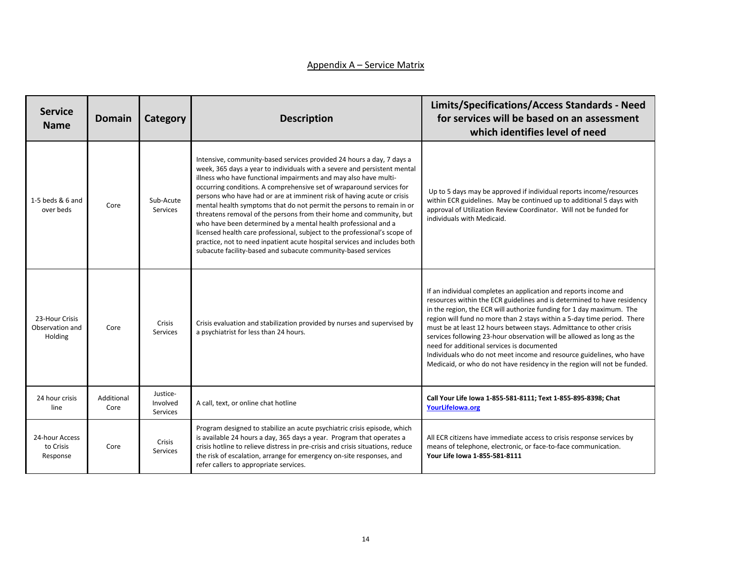## Appendix A – Service Matrix

| Service Name | Domain | Category | Description | Limits/Specifications/Access Standards - Need for services will be based on an assessment which identifies level of need |
|---|---|---|---|---|
| 1-5 beds & 6 and over beds | Core | Sub-Acute Services | Intensive, community-based services provided 24 hours a day, 7 days a week, 365 days a year to individuals with a severe and persistent mental illness who have functional impairments and may also have multi-occurring conditions. A comprehensive set of wraparound services for persons who have had or are at imminent risk of having acute or crisis mental health symptoms that do not permit the persons to remain in or threatens removal of the persons from their home and community, but who have been determined by a mental health professional and a licensed health care professional, subject to the professional's scope of practice, not to need inpatient acute hospital services and includes both subacute facility-based and subacute community-based services | Up to 5 days may be approved if individual reports income/resources within ECR guidelines. May be continued up to additional 5 days with approval of Utilization Review Coordinator. Will not be funded for individuals with Medicaid. |
| 23-Hour Crisis Observation and Holding | Core | Crisis Services | Crisis evaluation and stabilization provided by nurses and supervised by a psychiatrist for less than 24 hours. | If an individual completes an application and reports income and resources within the ECR guidelines and is determined to have residency in the region, the ECR will authorize funding for 1 day maximum. The region will fund no more than 2 stays within a 5-day time period. There must be at least 12 hours between stays. Admittance to other crisis services following 23-hour observation will be allowed as long as the need for additional services is documented<br>Individuals who do not meet income and resource guidelines, who have Medicaid, or who do not have residency in the region will not be funded. |
| 24 hour crisis line | Additional Core | Justice-Involved Services | A call, text, or online chat hotline | **Call Your Life Iowa 1-855-581-8111; Text 1-855-895-8398; Chat [YourLifeIowa.org](YourLifeIowa.org)** |
| 24-hour Access to Crisis Response | Core | Crisis Services | Program designed to stabilize an acute psychiatric crisis episode, which is available 24 hours a day, 365 days a year. Program that operates a crisis hotline to relieve distress in pre-crisis and crisis situations, reduce the risk of escalation, arrange for emergency on-site responses, and refer callers to appropriate services. | All ECR citizens have immediate access to crisis response services by means of telephone, electronic, or face-to-face communication.<br>**Your Life Iowa 1-855-581-8111** |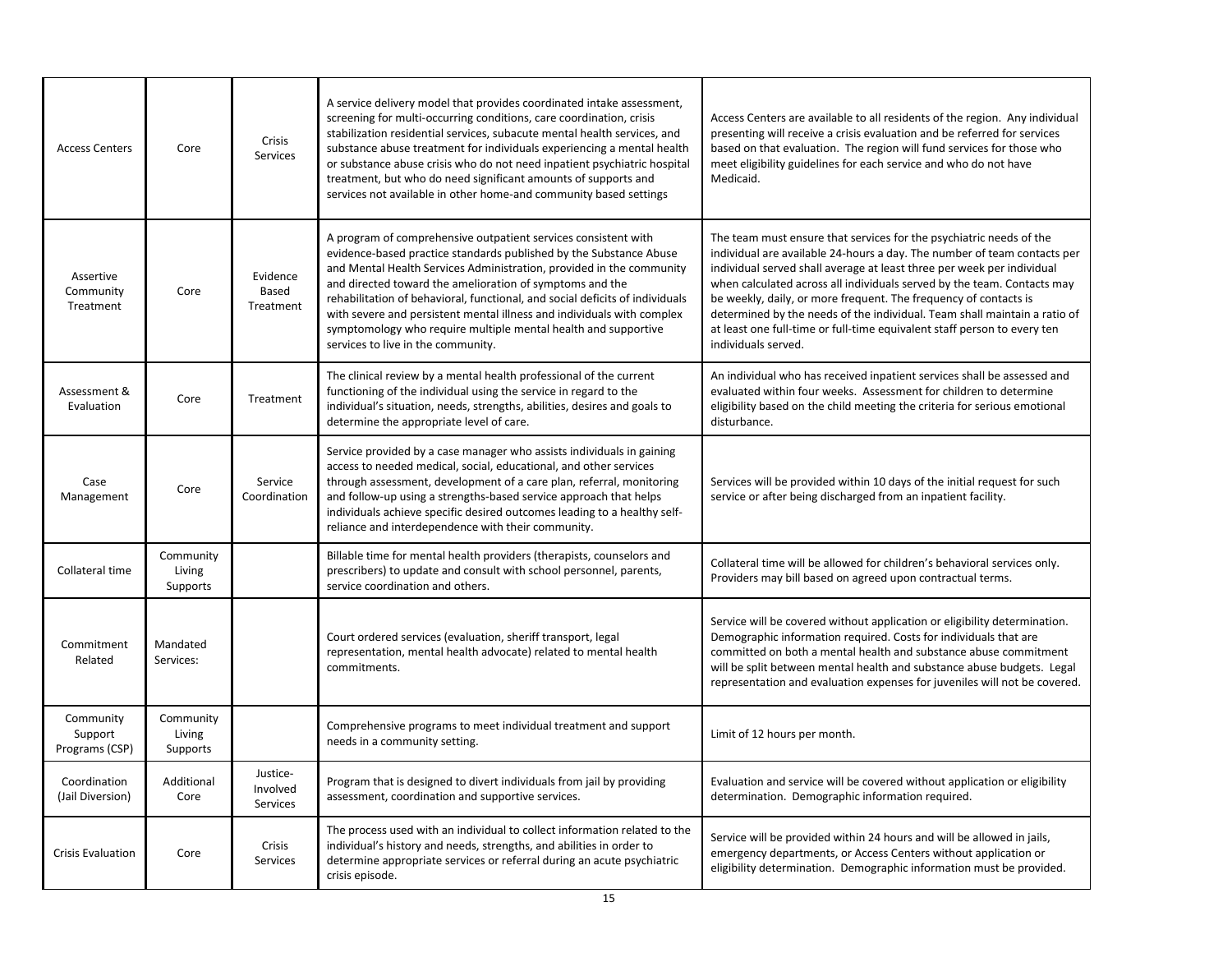| | | | | |
|---|---|---|---|---|
| Access Centers | Core | Crisis Services | A service delivery model that provides coordinated intake assessment, screening for multi-occurring conditions, care coordination, crisis stabilization residential services, subacute mental health services, and substance abuse treatment for individuals experiencing a mental health or substance abuse crisis who do not need inpatient psychiatric hospital treatment, but who do need significant amounts of supports and services not available in other home-and community based settings | Access Centers are available to all residents of the region. Any individual presenting will receive a crisis evaluation and be referred for services based on that evaluation. The region will fund services for those who meet eligibility guidelines for each service and who do not have Medicaid. |
| Assertive Community Treatment | Core | Evidence Based Treatment | A program of comprehensive outpatient services consistent with evidence-based practice standards published by the Substance Abuse and Mental Health Services Administration, provided in the community and directed toward the amelioration of symptoms and the rehabilitation of behavioral, functional, and social deficits of individuals with severe and persistent mental illness and individuals with complex symptomology who require multiple mental health and supportive services to live in the community. | The team must ensure that services for the psychiatric needs of the individual are available 24-hours a day. The number of team contacts per individual served shall average at least three per week per individual when calculated across all individuals served by the team. Contacts may be weekly, daily, or more frequent. The frequency of contacts is determined by the needs of the individual. Team shall maintain a ratio of at least one full-time or full-time equivalent staff person to every ten individuals served. |
| Assessment & Evaluation | Core | Treatment | The clinical review by a mental health professional of the current functioning of the individual using the service in regard to the individual's situation, needs, strengths, abilities, desires and goals to determine the appropriate level of care. | An individual who has received inpatient services shall be assessed and evaluated within four weeks. Assessment for children to determine eligibility based on the child meeting the criteria for serious emotional disturbance. |
| Case Management | Core | Service Coordination | Service provided by a case manager who assists individuals in gaining access to needed medical, social, educational, and other services through assessment, development of a care plan, referral, monitoring and follow-up using a strengths-based service approach that helps individuals achieve specific desired outcomes leading to a healthy self-reliance and interdependence with their community. | Services will be provided within 10 days of the initial request for such service or after being discharged from an inpatient facility. |
| Collateral time | Community Living Supports | | Billable time for mental health providers (therapists, counselors and prescribers) to update and consult with school personnel, parents, service coordination and others. | Collateral time will be allowed for children's behavioral services only. Providers may bill based on agreed upon contractual terms. |
| Commitment Related | Mandated Services: | | Court ordered services (evaluation, sheriff transport, legal representation, mental health advocate) related to mental health commitments. | Service will be covered without application or eligibility determination. Demographic information required. Costs for individuals that are committed on both a mental health and substance abuse commitment will be split between mental health and substance abuse budgets. Legal representation and evaluation expenses for juveniles will not be covered. |
| Community Support Programs (CSP) | Community Living Supports | | Comprehensive programs to meet individual treatment and support needs in a community setting. | Limit of 12 hours per month. |
| Coordination (Jail Diversion) | Additional Core | Justice-Involved Services | Program that is designed to divert individuals from jail by providing assessment, coordination and supportive services. | Evaluation and service will be covered without application or eligibility determination. Demographic information required. |
| Crisis Evaluation | Core | Crisis Services | The process used with an individual to collect information related to the individual's history and needs, strengths, and abilities in order to determine appropriate services or referral during an acute psychiatric crisis episode. | Service will be provided within 24 hours and will be allowed in jails, emergency departments, or Access Centers without application or eligibility determination. Demographic information must be provided. |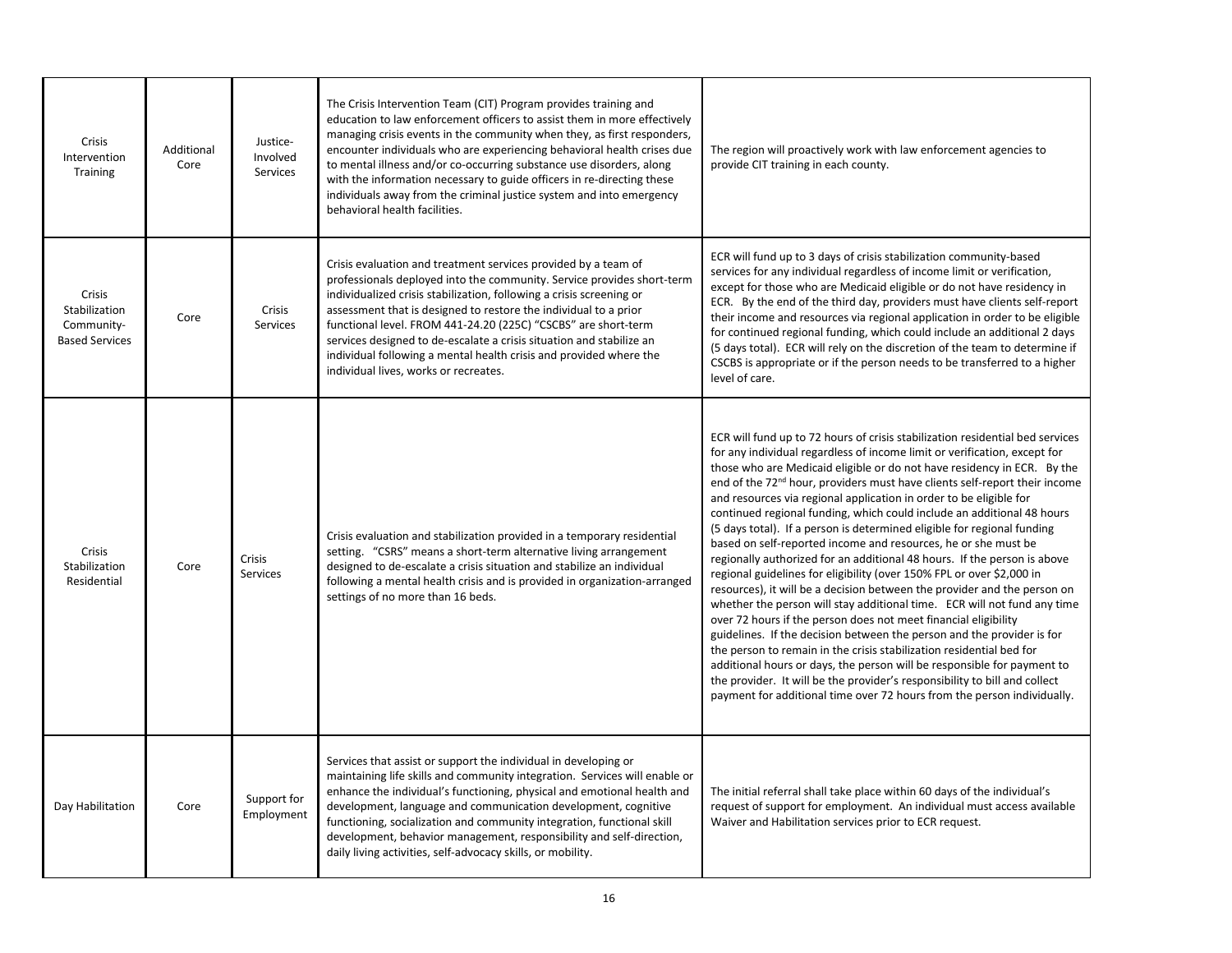| Crisis Intervention Training | Additional Core | Justice-Involved Services | The Crisis Intervention Team (CIT) Program provides training and education to law enforcement officers to assist them in more effectively managing crisis events in the community when they, as first responders, encounter individuals who are experiencing behavioral health crises due to mental illness and/or co-occurring substance use disorders, along with the information necessary to guide officers in re-directing these individuals away from the criminal justice system and into emergency behavioral health facilities. | The region will proactively work with law enforcement agencies to provide CIT training in each county. |
|---|---|---|---|---|
| Crisis Stabilization Community-Based Services | Core | Crisis Services | Crisis evaluation and treatment services provided by a team of professionals deployed into the community. Service provides short-term individualized crisis stabilization, following a crisis screening or assessment that is designed to restore the individual to a prior functional level. FROM 441-24.20 (225C) "CSCBS" are short-term services designed to de-escalate a crisis situation and stabilize an individual following a mental health crisis and provided where the individual lives, works or recreates. | ECR will fund up to 3 days of crisis stabilization community-based services for any individual regardless of income limit or verification, except for those who are Medicaid eligible or do not have residency in ECR. By the end of the third day, providers must have clients self-report their income and resources via regional application in order to be eligible for continued regional funding, which could include an additional 2 days (5 days total). ECR will rely on the discretion of the team to determine if CSCBS is appropriate or if the person needs to be transferred to a higher level of care. |
| Crisis Stabilization Residential | Core | Crisis Services | Crisis evaluation and stabilization provided in a temporary residential setting. "CSRS" means a short-term alternative living arrangement designed to de-escalate a crisis situation and stabilize an individual following a mental health crisis and is provided in organization-arranged settings of no more than 16 beds. | ECR will fund up to 72 hours of crisis stabilization residential bed services for any individual regardless of income limit or verification, except for those who are Medicaid eligible or do not have residency in ECR. By the end of the 72nd hour, providers must have clients self-report their income and resources via regional application in order to be eligible for continued regional funding, which could include an additional 48 hours (5 days total). If a person is determined eligible for regional funding based on self-reported income and resources, he or she must be regionally authorized for an additional 48 hours. If the person is above regional guidelines for eligibility (over 150% FPL or over $2,000 in resources), it will be a decision between the provider and the person on whether the person will stay additional time. ECR will not fund any time over 72 hours if the person does not meet financial eligibility guidelines. If the decision between the person and the provider is for the person to remain in the crisis stabilization residential bed for additional hours or days, the person will be responsible for payment to the provider. It will be the provider's responsibility to bill and collect payment for additional time over 72 hours from the person individually. |
| Day Habilitation | Core | Support for Employment | Services that assist or support the individual in developing or maintaining life skills and community integration. Services will enable or enhance the individual's functioning, physical and emotional health and development, language and communication development, cognitive functioning, socialization and community integration, functional skill development, behavior management, responsibility and self-direction, daily living activities, self-advocacy skills, or mobility. | The initial referral shall take place within 60 days of the individual's request of support for employment. An individual must access available Waiver and Habilitation services prior to ECR request. |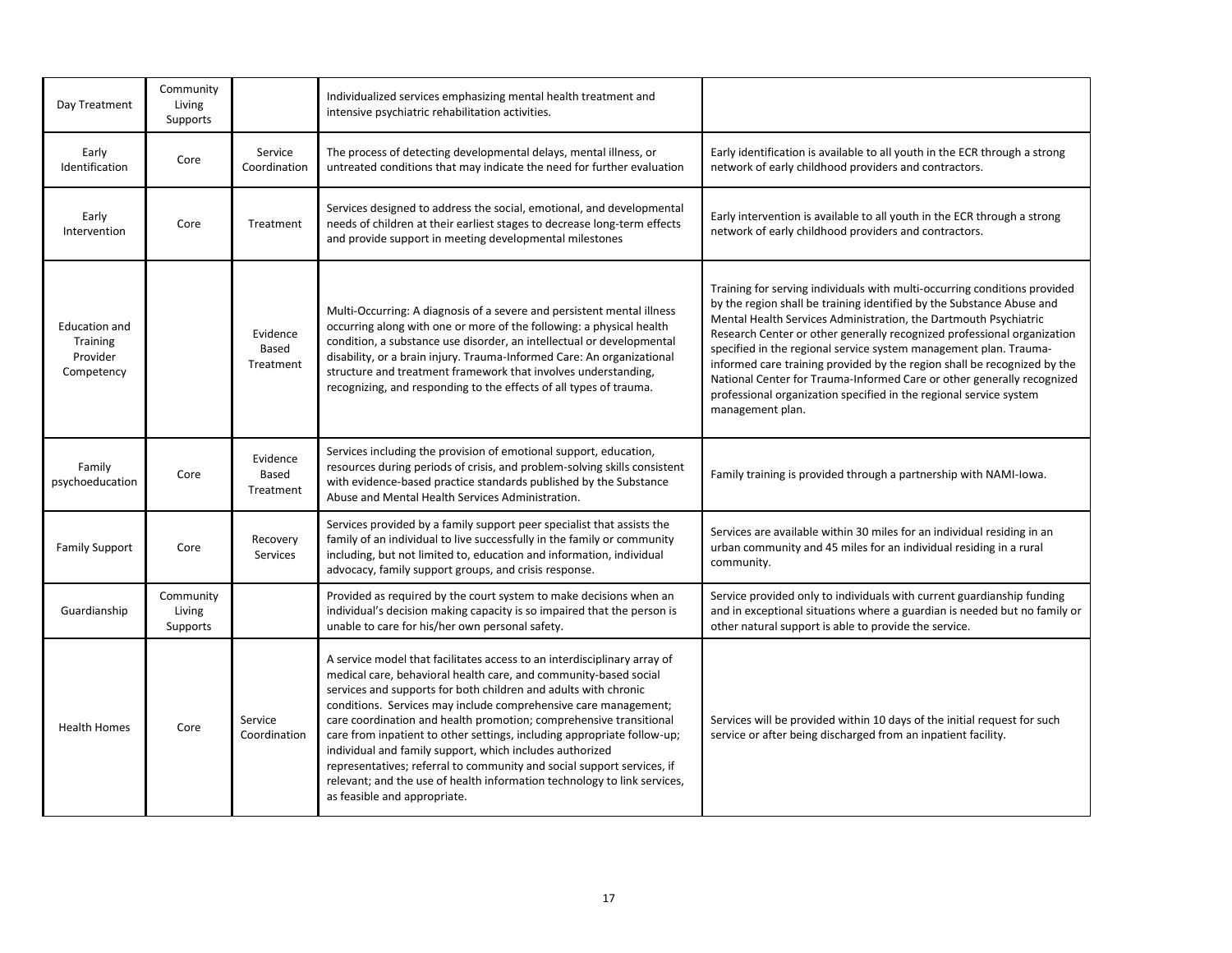| | | | | |
|---|---|---|---|---|
| Day Treatment | Community Living Supports | | Individualized services emphasizing mental health treatment and intensive psychiatric rehabilitation activities. | |
| Early Identification | Core | Service Coordination | The process of detecting developmental delays, mental illness, or untreated conditions that may indicate the need for further evaluation | Early identification is available to all youth in the ECR through a strong network of early childhood providers and contractors. |
| Early Intervention | Core | Treatment | Services designed to address the social, emotional, and developmental needs of children at their earliest stages to decrease long-term effects and provide support in meeting developmental milestones | Early intervention is available to all youth in the ECR through a strong network of early childhood providers and contractors. |
| Education and Training Provider Competency | | Evidence Based Treatment | Multi-Occurring: A diagnosis of a severe and persistent mental illness occurring along with one or more of the following: a physical health condition, a substance use disorder, an intellectual or developmental disability, or a brain injury. Trauma-Informed Care: An organizational structure and treatment framework that involves understanding, recognizing, and responding to the effects of all types of trauma. | Training for serving individuals with multi-occurring conditions provided by the region shall be training identified by the Substance Abuse and Mental Health Services Administration, the Dartmouth Psychiatric Research Center or other generally recognized professional organization specified in the regional service system management plan. Trauma-informed care training provided by the region shall be recognized by the National Center for Trauma-Informed Care or other generally recognized professional organization specified in the regional service system management plan. |
| Family psychoeducation | Core | Evidence Based Treatment | Services including the provision of emotional support, education, resources during periods of crisis, and problem-solving skills consistent with evidence-based practice standards published by the Substance Abuse and Mental Health Services Administration. | Family training is provided through a partnership with NAMI-Iowa. |
| Family Support | Core | Recovery Services | Services provided by a family support peer specialist that assists the family of an individual to live successfully in the family or community including, but not limited to, education and information, individual advocacy, family support groups, and crisis response. | Services are available within 30 miles for an individual residing in an urban community and 45 miles for an individual residing in a rural community. |
| Guardianship | Community Living Supports | | Provided as required by the court system to make decisions when an individual's decision making capacity is so impaired that the person is unable to care for his/her own personal safety. | Service provided only to individuals with current guardianship funding and in exceptional situations where a guardian is needed but no family or other natural support is able to provide the service. |
| Health Homes | Core | Service Coordination | A service model that facilitates access to an interdisciplinary array of medical care, behavioral health care, and community-based social services and supports for both children and adults with chronic conditions. Services may include comprehensive care management; care coordination and health promotion; comprehensive transitional care from inpatient to other settings, including appropriate follow-up; individual and family support, which includes authorized representatives; referral to community and social support services, if relevant; and the use of health information technology to link services, as feasible and appropriate. | Services will be provided within 10 days of the initial request for such service or after being discharged from an inpatient facility. |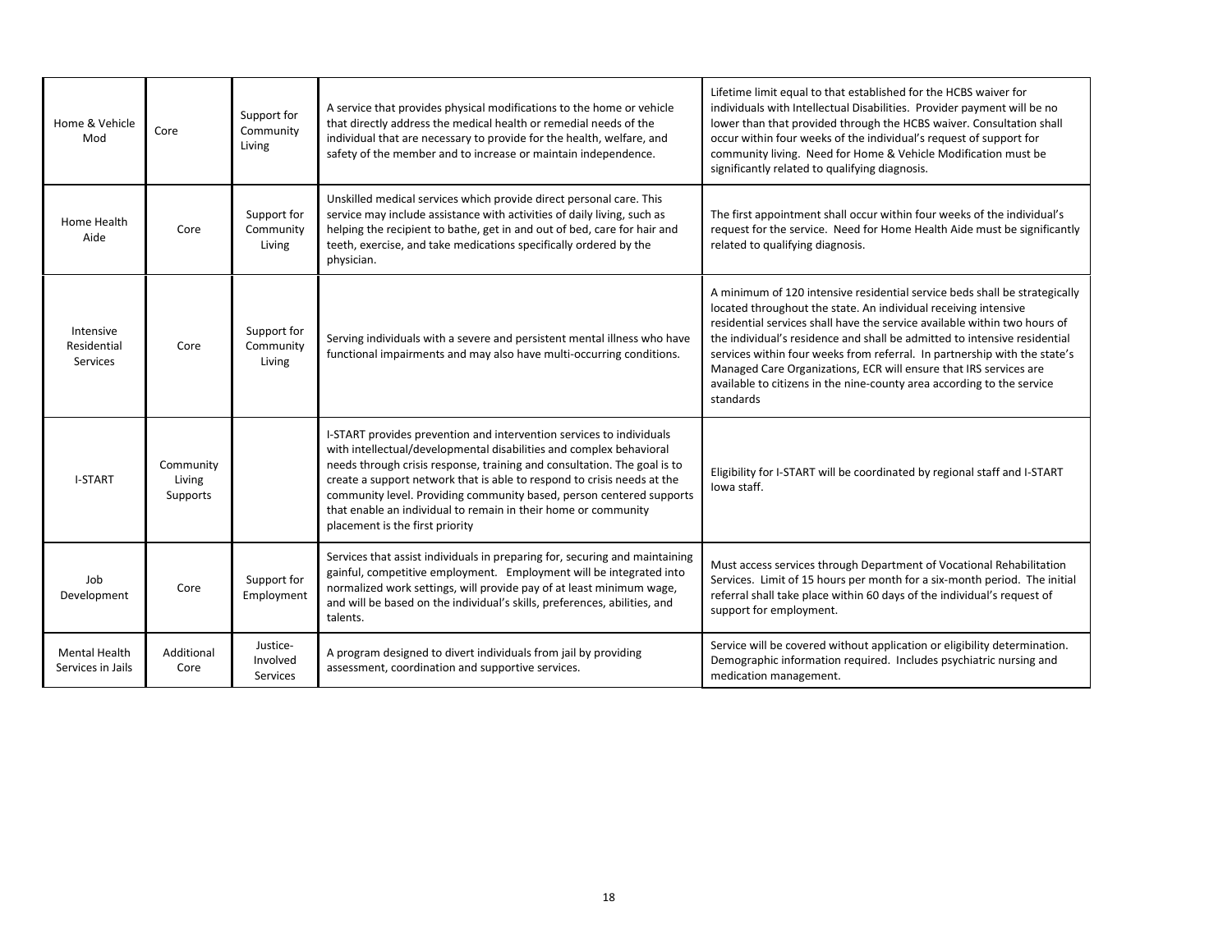| | | | | |
|---|---|---|---|---|
| Home & Vehicle Mod | Core | Support for Community Living | A service that provides physical modifications to the home or vehicle that directly address the medical health or remedial needs of the individual that are necessary to provide for the health, welfare, and safety of the member and to increase or maintain independence. | Lifetime limit equal to that established for the HCBS waiver for individuals with Intellectual Disabilities. Provider payment will be no lower than that provided through the HCBS waiver. Consultation shall occur within four weeks of the individual's request of support for community living. Need for Home & Vehicle Modification must be significantly related to qualifying diagnosis. |
| Home Health Aide | Core | Support for Community Living | Unskilled medical services which provide direct personal care. This service may include assistance with activities of daily living, such as helping the recipient to bathe, get in and out of bed, care for hair and teeth, exercise, and take medications specifically ordered by the physician. | The first appointment shall occur within four weeks of the individual's request for the service. Need for Home Health Aide must be significantly related to qualifying diagnosis. |
| Intensive Residential Services | Core | Support for Community Living | Serving individuals with a severe and persistent mental illness who have functional impairments and may also have multi-occurring conditions. | A minimum of 120 intensive residential service beds shall be strategically located throughout the state. An individual receiving intensive residential services shall have the service available within two hours of the individual's residence and shall be admitted to intensive residential services within four weeks from referral. In partnership with the state's Managed Care Organizations, ECR will ensure that IRS services are available to citizens in the nine-county area according to the service standards |
| I-START | Community Living Supports | | I-START provides prevention and intervention services to individuals with intellectual/developmental disabilities and complex behavioral needs through crisis response, training and consultation. The goal is to create a support network that is able to respond to crisis needs at the community level. Providing community based, person centered supports that enable an individual to remain in their home or community placement is the first priority | Eligibility for I-START will be coordinated by regional staff and I-START Iowa staff. |
| Job Development | Core | Support for Employment | Services that assist individuals in preparing for, securing and maintaining gainful, competitive employment. Employment will be integrated into normalized work settings, will provide pay of at least minimum wage, and will be based on the individual's skills, preferences, abilities, and talents. | Must access services through Department of Vocational Rehabilitation Services. Limit of 15 hours per month for a six-month period. The initial referral shall take place within 60 days of the individual's request of support for employment. |
| Mental Health Services in Jails | Additional Core | Justice-Involved Services | A program designed to divert individuals from jail by providing assessment, coordination and supportive services. | Service will be covered without application or eligibility determination. Demographic information required. Includes psychiatric nursing and medication management. |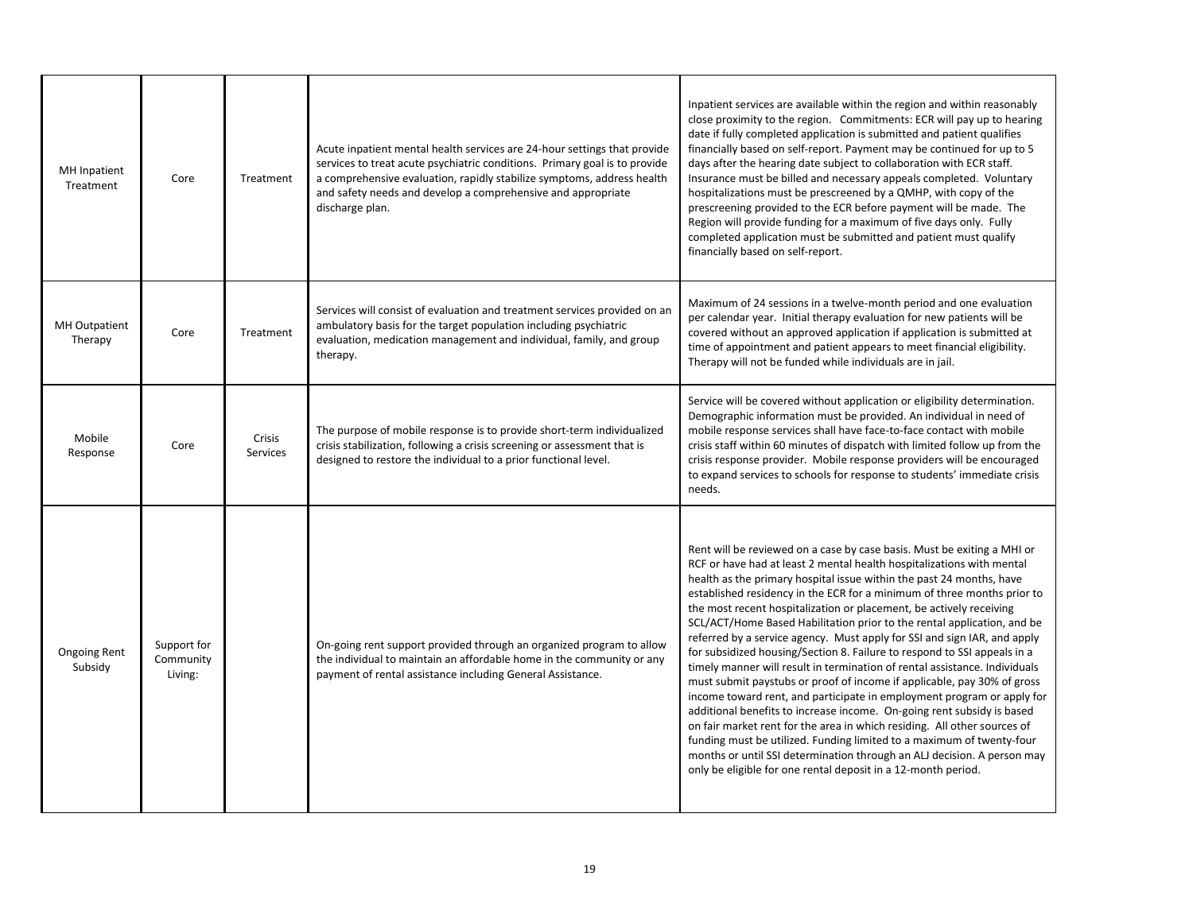| | | | | |
|---|---|---|---|---|
| MH Inpatient Treatment | Core | Treatment | Acute inpatient mental health services are 24-hour settings that provide services to treat acute psychiatric conditions. Primary goal is to provide a comprehensive evaluation, rapidly stabilize symptoms, address health and safety needs and develop a comprehensive and appropriate discharge plan. | Inpatient services are available within the region and within reasonably close proximity to the region. Commitments: ECR will pay up to hearing date if fully completed application is submitted and patient qualifies financially based on self-report. Payment may be continued for up to 5 days after the hearing date subject to collaboration with ECR staff. Insurance must be billed and necessary appeals completed. Voluntary hospitalizations must be prescreened by a QMHP, with copy of the prescreening provided to the ECR before payment will be made. The Region will provide funding for a maximum of five days only. Fully completed application must be submitted and patient must qualify financially based on self-report. |
| MH Outpatient Therapy | Core | Treatment | Services will consist of evaluation and treatment services provided on an ambulatory basis for the target population including psychiatric evaluation, medication management and individual, family, and group therapy. | Maximum of 24 sessions in a twelve-month period and one evaluation per calendar year. Initial therapy evaluation for new patients will be covered without an approved application if application is submitted at time of appointment and patient appears to meet financial eligibility. Therapy will not be funded while individuals are in jail. |
| Mobile Response | Core | Crisis Services | The purpose of mobile response is to provide short-term individualized crisis stabilization, following a crisis screening or assessment that is designed to restore the individual to a prior functional level. | Service will be covered without application or eligibility determination. Demographic information must be provided. An individual in need of mobile response services shall have face-to-face contact with mobile crisis staff within 60 minutes of dispatch with limited follow up from the crisis response provider. Mobile response providers will be encouraged to expand services to schools for response to students' immediate crisis needs. |
| Ongoing Rent Subsidy | Support for Community Living: | | On-going rent support provided through an organized program to allow the individual to maintain an affordable home in the community or any payment of rental assistance including General Assistance. | Rent will be reviewed on a case by case basis. Must be exiting a MHI or RCF or have had at least 2 mental health hospitalizations with mental health as the primary hospital issue within the past 24 months, have established residency in the ECR for a minimum of three months prior to the most recent hospitalization or placement, be actively receiving SCL/ACT/Home Based Habilitation prior to the rental application, and be referred by a service agency. Must apply for SSI and sign IAR, and apply for subsidized housing/Section 8. Failure to respond to SSI appeals in a timely manner will result in termination of rental assistance. Individuals must submit paystubs or proof of income if applicable, pay 30% of gross income toward rent, and participate in employment program or apply for additional benefits to increase income. On-going rent subsidy is based on fair market rent for the area in which residing. All other sources of funding must be utilized. Funding limited to a maximum of twenty-four months or until SSI determination through an ALJ decision. A person may only be eligible for one rental deposit in a 12-month period. |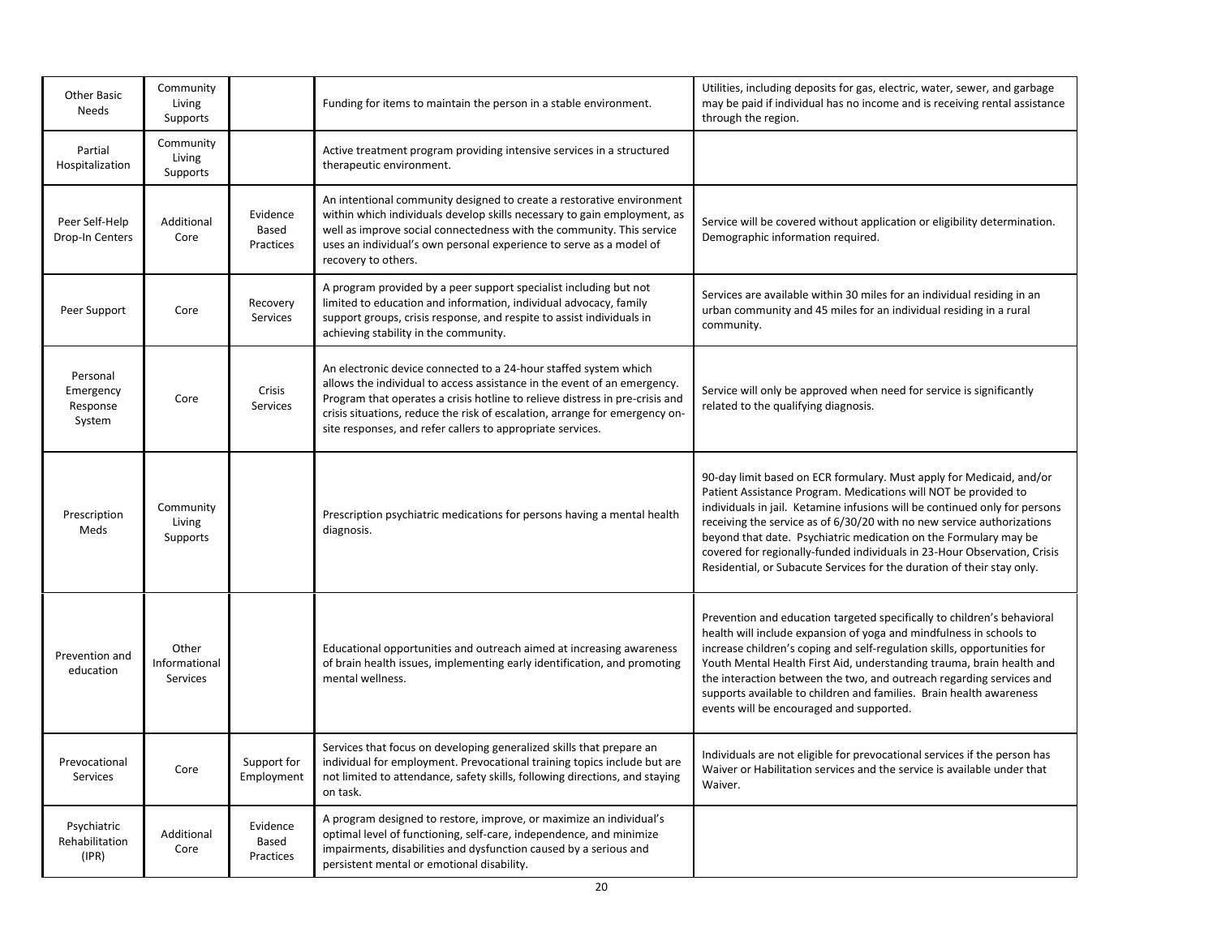| | | | | |
|---|---|---|---|---|
| Other Basic Needs | Community Living Supports | | Funding for items to maintain the person in a stable environment. | Utilities, including deposits for gas, electric, water, sewer, and garbage may be paid if individual has no income and is receiving rental assistance through the region. |
| Partial Hospitalization | Community Living Supports | | Active treatment program providing intensive services in a structured therapeutic environment. | |
| Peer Self-Help Drop-In Centers | Additional Core | Evidence Based Practices | An intentional community designed to create a restorative environment within which individuals develop skills necessary to gain employment, as well as improve social connectedness with the community. This service uses an individual's own personal experience to serve as a model of recovery to others. | Service will be covered without application or eligibility determination. Demographic information required. |
| Peer Support | Core | Recovery Services | A program provided by a peer support specialist including but not limited to education and information, individual advocacy, family support groups, crisis response, and respite to assist individuals in achieving stability in the community. | Services are available within 30 miles for an individual residing in an urban community and 45 miles for an individual residing in a rural community. |
| Personal Emergency Response System | Core | Crisis Services | An electronic device connected to a 24-hour staffed system which allows the individual to access assistance in the event of an emergency. Program that operates a crisis hotline to relieve distress in pre-crisis and crisis situations, reduce the risk of escalation, arrange for emergency on-site responses, and refer callers to appropriate services. | Service will only be approved when need for service is significantly related to the qualifying diagnosis. |
| Prescription Meds | Community Living Supports | | Prescription psychiatric medications for persons having a mental health diagnosis. | 90-day limit based on ECR formulary. Must apply for Medicaid, and/or Patient Assistance Program. Medications will NOT be provided to individuals in jail. Ketamine infusions will be continued only for persons receiving the service as of 6/30/20 with no new service authorizations beyond that date. Psychiatric medication on the Formulary may be covered for regionally-funded individuals in 23-Hour Observation, Crisis Residential, or Subacute Services for the duration of their stay only. |
| Prevention and education | Other Informational Services | | Educational opportunities and outreach aimed at increasing awareness of brain health issues, implementing early identification, and promoting mental wellness. | Prevention and education targeted specifically to children's behavioral health will include expansion of yoga and mindfulness in schools to increase children's coping and self-regulation skills, opportunities for Youth Mental Health First Aid, understanding trauma, brain health and the interaction between the two, and outreach regarding services and supports available to children and families. Brain health awareness events will be encouraged and supported. |
| Prevocational Services | Core | Support for Employment | Services that focus on developing generalized skills that prepare an individual for employment. Prevocational training topics include but are not limited to attendance, safety skills, following directions, and staying on task. | Individuals are not eligible for prevocational services if the person has Waiver or Habilitation services and the service is available under that Waiver. |
| Psychiatric Rehabilitation (IPR) | Additional Core | Evidence Based Practices | A program designed to restore, improve, or maximize an individual's optimal level of functioning, self-care, independence, and minimize impairments, disabilities and dysfunction caused by a serious and persistent mental or emotional disability. | |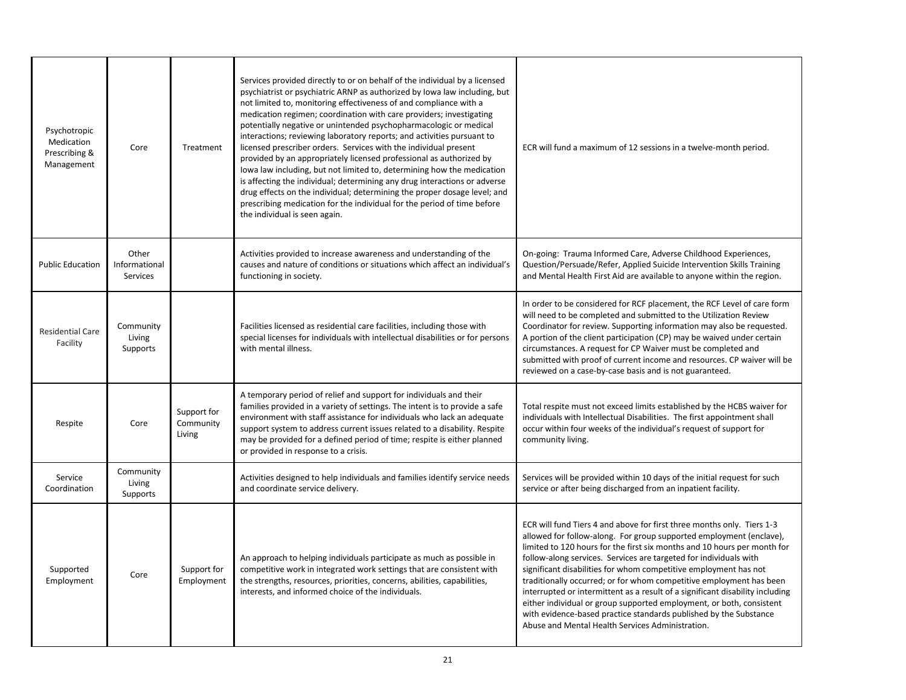| | | | | |
|---|---|---|---|---|
| Psychotropic Medication Prescribing & Management | Core | Treatment | Services provided directly to or on behalf of the individual by a licensed psychiatrist or psychiatric ARNP as authorized by Iowa law including, but not limited to, monitoring effectiveness of and compliance with a medication regimen; coordination with care providers; investigating potentially negative or unintended psychopharmacologic or medical interactions; reviewing laboratory reports; and activities pursuant to licensed prescriber orders. Services with the individual present provided by an appropriately licensed professional as authorized by Iowa law including, but not limited to, determining how the medication is affecting the individual; determining any drug interactions or adverse drug effects on the individual; determining the proper dosage level; and prescribing medication for the individual for the period of time before the individual is seen again. | ECR will fund a maximum of 12 sessions in a twelve-month period. |
| Public Education | Other Informational Services | | Activities provided to increase awareness and understanding of the causes and nature of conditions or situations which affect an individual's functioning in society. | On-going: Trauma Informed Care, Adverse Childhood Experiences, Question/Persuade/Refer, Applied Suicide Intervention Skills Training and Mental Health First Aid are available to anyone within the region. |
| Residential Care Facility | Community Living Supports | | Facilities licensed as residential care facilities, including those with special licenses for individuals with intellectual disabilities or for persons with mental illness. | In order to be considered for RCF placement, the RCF Level of care form will need to be completed and submitted to the Utilization Review Coordinator for review. Supporting information may also be requested. A portion of the client participation (CP) may be waived under certain circumstances. A request for CP Waiver must be completed and submitted with proof of current income and resources. CP waiver will be reviewed on a case-by-case basis and is not guaranteed. |
| Respite | Core | Support for Community Living | A temporary period of relief and support for individuals and their families provided in a variety of settings. The intent is to provide a safe environment with staff assistance for individuals who lack an adequate support system to address current issues related to a disability. Respite may be provided for a defined period of time; respite is either planned or provided in response to a crisis. | Total respite must not exceed limits established by the HCBS waiver for individuals with Intellectual Disabilities. The first appointment shall occur within four weeks of the individual's request of support for community living. |
| Service Coordination | Community Living Supports | | Activities designed to help individuals and families identify service needs and coordinate service delivery. | Services will be provided within 10 days of the initial request for such service or after being discharged from an inpatient facility. |
| Supported Employment | Core | Support for Employment | An approach to helping individuals participate as much as possible in competitive work in integrated work settings that are consistent with the strengths, resources, priorities, concerns, abilities, capabilities, interests, and informed choice of the individuals. | ECR will fund Tiers 4 and above for first three months only. Tiers 1-3 allowed for follow-along. For group supported employment (enclave), limited to 120 hours for the first six months and 10 hours per month for follow-along services. Services are targeted for individuals with significant disabilities for whom competitive employment has not traditionally occurred; or for whom competitive employment has been interrupted or intermittent as a result of a significant disability including either individual or group supported employment, or both, consistent with evidence-based practice standards published by the Substance Abuse and Mental Health Services Administration. |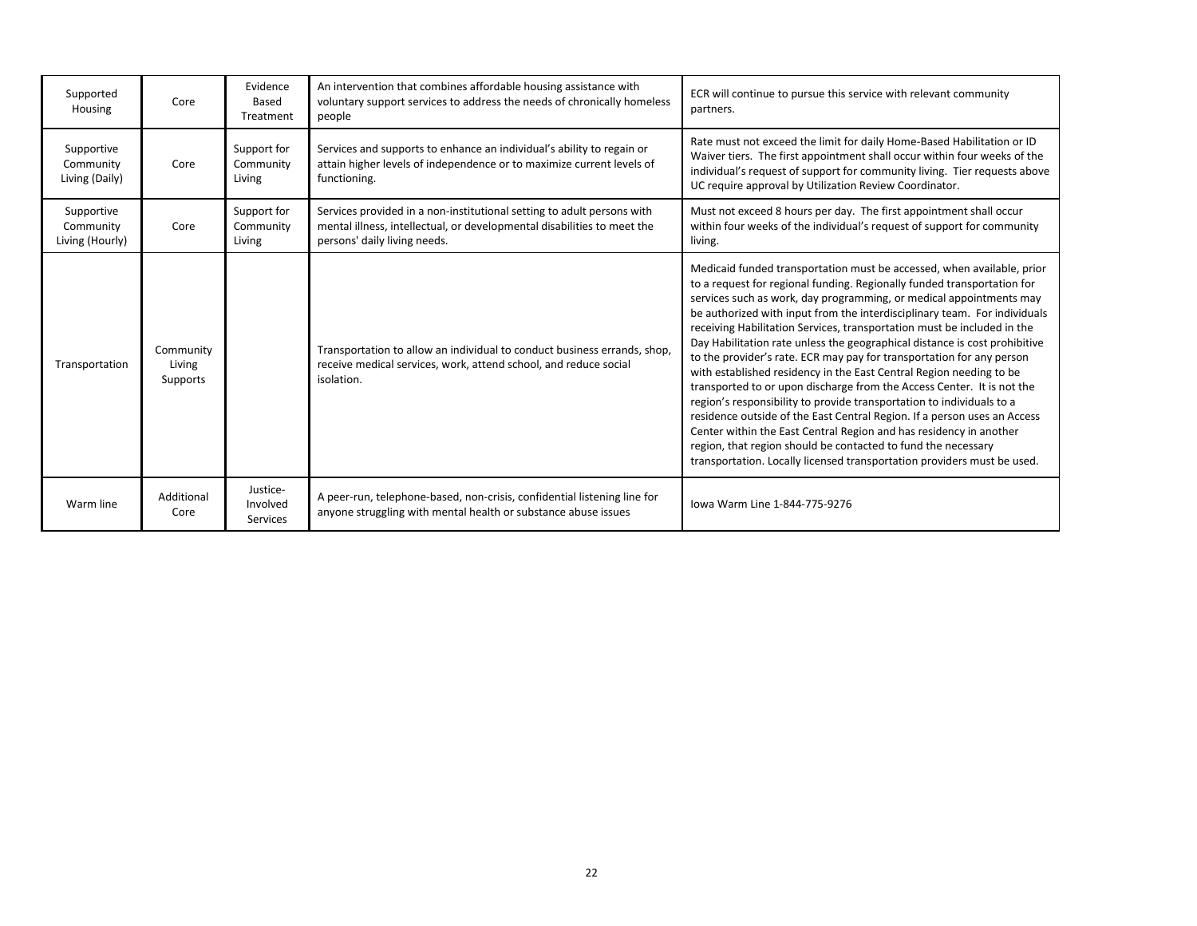| Supported Housing | Core | Evidence Based Treatment | An intervention that combines affordable housing assistance with voluntary support services to address the needs of chronically homeless people | ECR will continue to pursue this service with relevant community partners. |
|---|---|---|---|---|
| Supportive Community Living (Daily) | Core | Support for Community Living | Services and supports to enhance an individual's ability to regain or attain higher levels of independence or to maximize current levels of functioning. | Rate must not exceed the limit for daily Home-Based Habilitation or ID Waiver tiers. The first appointment shall occur within four weeks of the individual's request of support for community living. Tier requests above UC require approval by Utilization Review Coordinator. |
| Supportive Community Living (Hourly) | Core | Support for Community Living | Services provided in a non-institutional setting to adult persons with mental illness, intellectual, or developmental disabilities to meet the persons' daily living needs. | Must not exceed 8 hours per day. The first appointment shall occur within four weeks of the individual's request of support for community living. |
| Transportation | Community Living Supports | | Transportation to allow an individual to conduct business errands, shop, receive medical services, work, attend school, and reduce social isolation. | Medicaid funded transportation must be accessed, when available, prior to a request for regional funding. Regionally funded transportation for services such as work, day programming, or medical appointments may be authorized with input from the interdisciplinary team. For individuals receiving Habilitation Services, transportation must be included in the Day Habilitation rate unless the geographical distance is cost prohibitive to the provider's rate. ECR may pay for transportation for any person with established residency in the East Central Region needing to be transported to or upon discharge from the Access Center. It is not the region's responsibility to provide transportation to individuals to a residence outside of the East Central Region. If a person uses an Access Center within the East Central Region and has residency in another region, that region should be contacted to fund the necessary transportation. Locally licensed transportation providers must be used. |
| Warm line | Additional Core | Justice-Involved Services | A peer-run, telephone-based, non-crisis, confidential listening line for anyone struggling with mental health or substance abuse issues | Iowa Warm Line 1-844-775-9276 |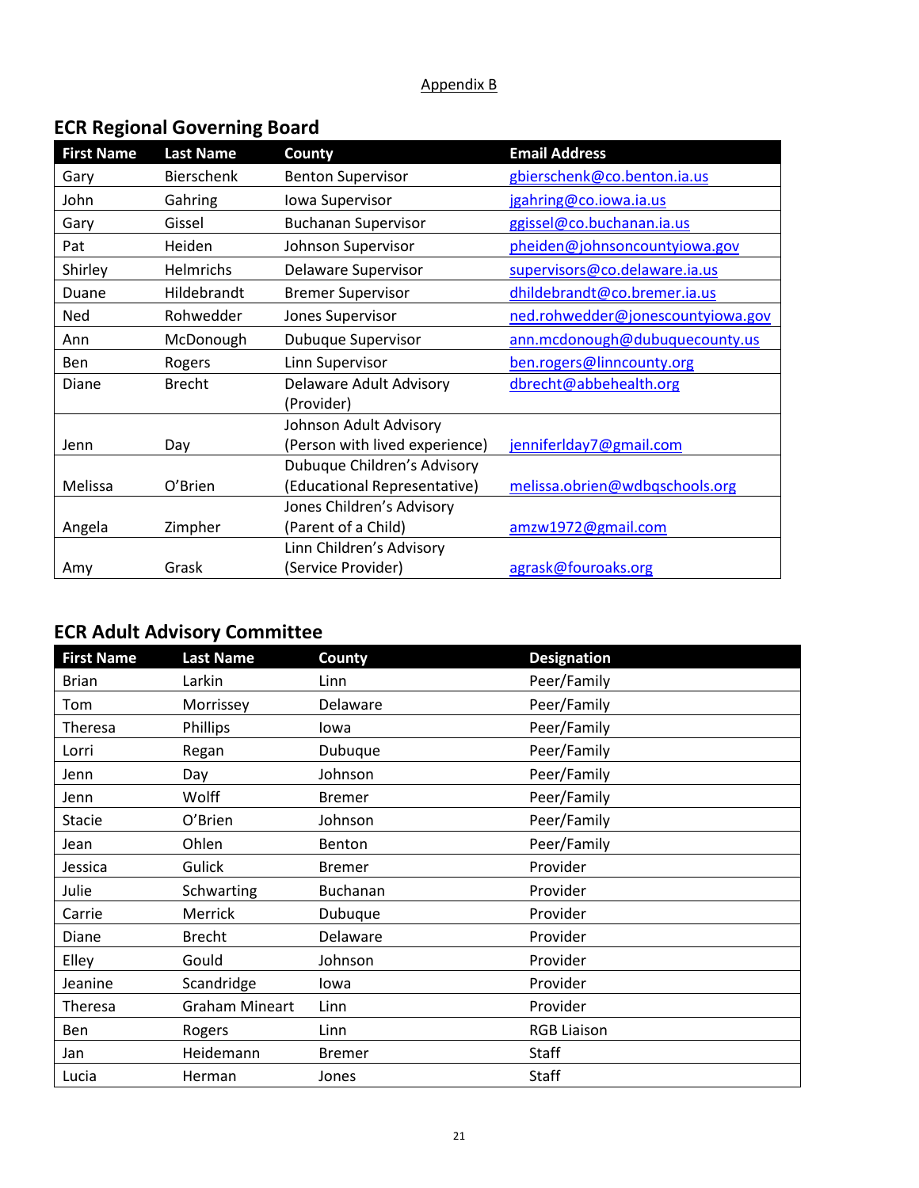Appendix B

## ECR Regional Governing Board

| First Name | Last Name | County | Email Address |
|---|---|---|---|
| Gary | Bierschenk | Benton Supervisor | gbierschenk@co.benton.ia.us |
| John | Gahring | Iowa Supervisor | jgahring@co.iowa.ia.us |
| Gary | Gissel | Buchanan Supervisor | ggissel@co.buchanan.ia.us |
| Pat | Heiden | Johnson Supervisor | pheiden@johnsoncountyiowa.gov |
| Shirley | Helmrichs | Delaware Supervisor | supervisors@co.delaware.ia.us |
| Duane | Hildebrandt | Bremer Supervisor | dhildebrandt@co.bremer.ia.us |
| Ned | Rohwedder | Jones Supervisor | ned.rohwedder@jonescountyiowa.gov |
| Ann | McDonough | Dubuque Supervisor | ann.mcdonough@dubuquecounty.us |
| Ben | Rogers | Linn Supervisor | ben.rogers@linncounty.org |
| Diane | Brecht | Delaware Adult Advisory (Provider) | dbrecht@abbehealth.org |
| Jenn | Day | Johnson Adult Advisory (Person with lived experience) | jenniferlday7@gmail.com |
| Melissa | O'Brien | Dubuque Children's Advisory (Educational Representative) | melissa.obrien@wdbqschools.org |
| Angela | Zimpher | Jones Children's Advisory (Parent of a Child) | amzw1972@gmail.com |
| Amy | Grask | Linn Children's Advisory (Service Provider) | agrask@fouroaks.org |

## ECR Adult Advisory Committee

| First Name | Last Name | County | Designation |
|---|---|---|---|
| Brian | Larkin | Linn | Peer/Family |
| Tom | Morrissey | Delaware | Peer/Family |
| Theresa | Phillips | Iowa | Peer/Family |
| Lorri | Regan | Dubuque | Peer/Family |
| Jenn | Day | Johnson | Peer/Family |
| Jenn | Wolff | Bremer | Peer/Family |
| Stacie | O'Brien | Johnson | Peer/Family |
| Jean | Ohlen | Benton | Peer/Family |
| Jessica | Gulick | Bremer | Provider |
| Julie | Schwarting | Buchanan | Provider |
| Carrie | Merrick | Dubuque | Provider |
| Diane | Brecht | Delaware | Provider |
| Elley | Gould | Johnson | Provider |
| Jeanine | Scandridge | Iowa | Provider |
| Theresa | Graham Mineart | Linn | Provider |
| Ben | Rogers | Linn | RGB Liaison |
| Jan | Heidemann | Bremer | Staff |
| Lucia | Herman | Jones | Staff |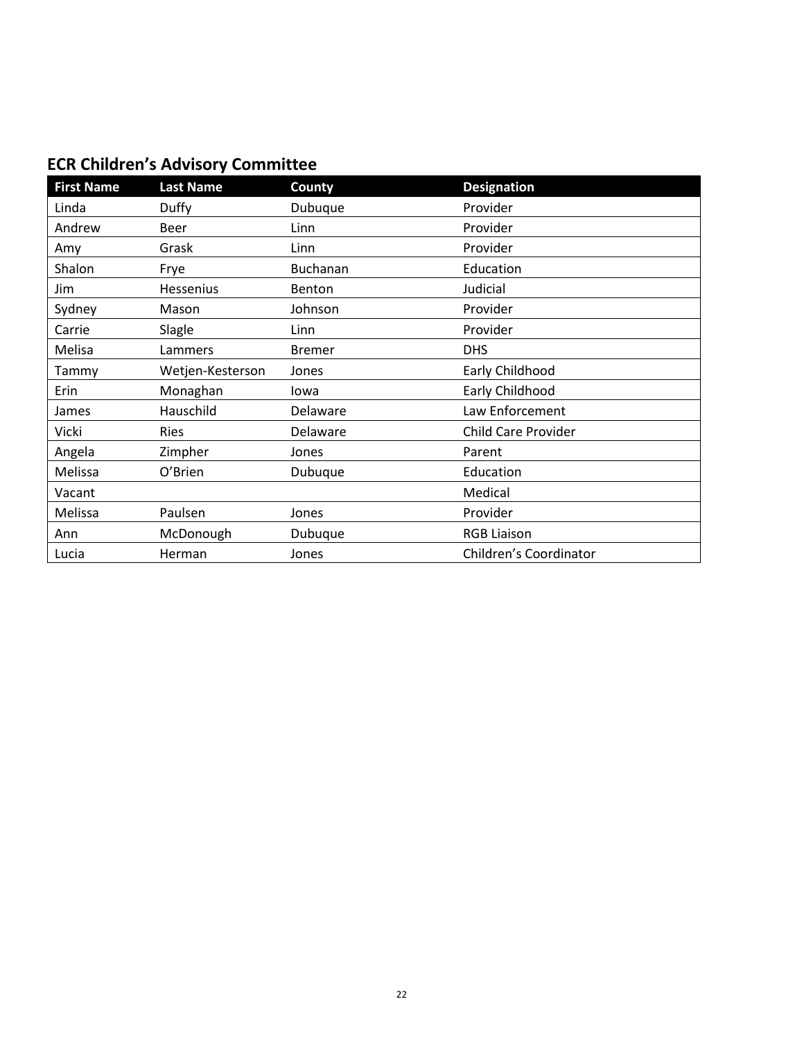## ECR Children's Advisory Committee

| First Name | Last Name | County | Designation |
|---|---|---|---|
| Linda | Duffy | Dubuque | Provider |
| Andrew | Beer | Linn | Provider |
| Amy | Grask | Linn | Provider |
| Shalon | Frye | Buchanan | Education |
| Jim | Hessenius | Benton | Judicial |
| Sydney | Mason | Johnson | Provider |
| Carrie | Slagle | Linn | Provider |
| Melisa | Lammers | Bremer | DHS |
| Tammy | Wetjen-Kesterson | Jones | Early Childhood |
| Erin | Monaghan | Iowa | Early Childhood |
| James | Hauschild | Delaware | Law Enforcement |
| Vicki | Ries | Delaware | Child Care Provider |
| Angela | Zimpher | Jones | Parent |
| Melissa | O'Brien | Dubuque | Education |
| Vacant | | | Medical |
| Melissa | Paulsen | Jones | Provider |
| Ann | McDonough | Dubuque | RGB Liaison |
| Lucia | Herman | Jones | Children's Coordinator |